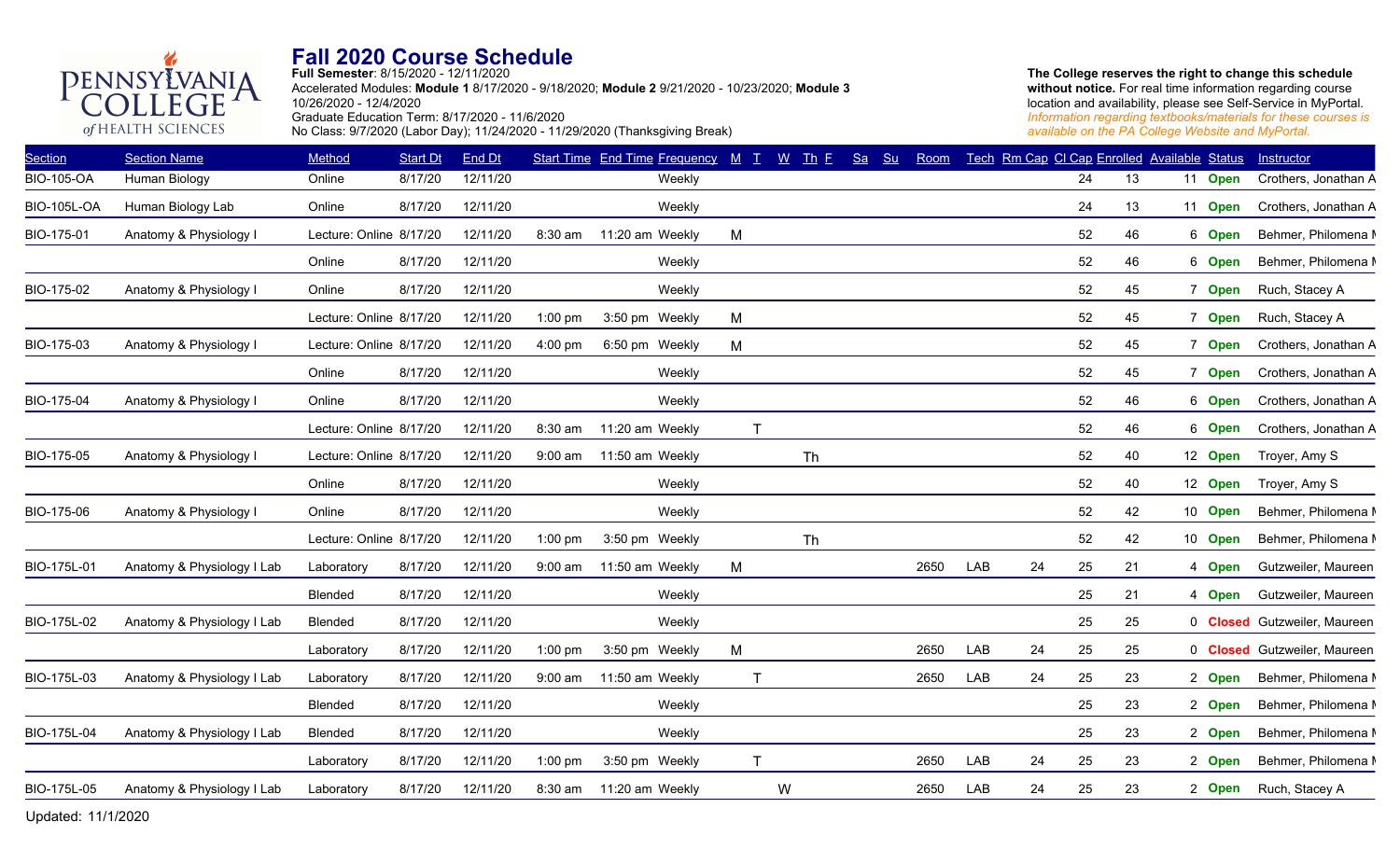Pennsylvania College of Health Sciences

# Fall 2020 Course Schedule

**Full Semester**: 8/15/2020 - 12/11/2020
Accelerated Modules: **Module 1** 8/17/2020 - 9/18/2020; **Module 2** 9/21/2020 - 10/23/2020; **Module 3** 10/26/2020 - 12/4/2020
Graduate Education Term: 8/17/2020 - 11/6/2020
No Class: 9/7/2020 (Labor Day); 11/24/2020 - 11/29/2020 (Thanksgiving Break)

**The College reserves the right to change this schedule without notice.** For real time information regarding course location and availability, please see Self-Service in MyPortal. *Information regarding textbooks/materials for these courses is available on the PA College Website and MyPortal.*

| Section | Section Name | Method | Start Dt | End Dt | Start Time | End Time | Frequency | M | T | W | Th | F | Sa | Su | Room | Tech | Rm Cap | Cl Cap | Enrolled | Available | Status | Instructor |
|---|---|---|---|---|---|---|---|---|---|---|---|---|---|---|---|---|---|---|---|---|---|---|
| BIO-105-OA | Human Biology | Online | 8/17/20 | 12/11/20 | | | Weekly | | | | | | | | | | | 24 | 13 | 11 | Open | Crothers, Jonathan A |
| BIO-105L-OA | Human Biology Lab | Online | 8/17/20 | 12/11/20 | | | Weekly | | | | | | | | | | | 24 | 13 | 11 | Open | Crothers, Jonathan A |
| BIO-175-01 | Anatomy & Physiology I | Lecture: Online | 8/17/20 | 12/11/20 | 8:30 am | 11:20 am | Weekly | M | | | | | | | | | | 52 | 46 | 6 | Open | Behmer, Philomena M |
| | | Online | 8/17/20 | 12/11/20 | | | Weekly | | | | | | | | | | | 52 | 46 | 6 | Open | Behmer, Philomena M |
| BIO-175-02 | Anatomy & Physiology I | Online | 8/17/20 | 12/11/20 | | | Weekly | | | | | | | | | | | 52 | 45 | 7 | Open | Ruch, Stacey A |
| | | Lecture: Online | 8/17/20 | 12/11/20 | 1:00 pm | 3:50 pm | Weekly | M | | | | | | | | | | 52 | 45 | 7 | Open | Ruch, Stacey A |
| BIO-175-03 | Anatomy & Physiology I | Lecture: Online | 8/17/20 | 12/11/20 | 4:00 pm | 6:50 pm | Weekly | M | | | | | | | | | | 52 | 45 | 7 | Open | Crothers, Jonathan A |
| | | Online | 8/17/20 | 12/11/20 | | | Weekly | | | | | | | | | | | 52 | 45 | 7 | Open | Crothers, Jonathan A |
| BIO-175-04 | Anatomy & Physiology I | Online | 8/17/20 | 12/11/20 | | | Weekly | | | | | | | | | | | 52 | 46 | 6 | Open | Crothers, Jonathan A |
| | | Lecture: Online | 8/17/20 | 12/11/20 | 8:30 am | 11:20 am | Weekly | | T | | | | | | | | | 52 | 46 | 6 | Open | Crothers, Jonathan A |
| BIO-175-05 | Anatomy & Physiology I | Lecture: Online | 8/17/20 | 12/11/20 | 9:00 am | 11:50 am | Weekly | | | | Th | | | | | | | 52 | 40 | 12 | Open | Troyer, Amy S |
| | | Online | 8/17/20 | 12/11/20 | | | Weekly | | | | | | | | | | | 52 | 40 | 12 | Open | Troyer, Amy S |
| BIO-175-06 | Anatomy & Physiology I | Online | 8/17/20 | 12/11/20 | | | Weekly | | | | | | | | | | | 52 | 42 | 10 | Open | Behmer, Philomena M |
| | | Lecture: Online | 8/17/20 | 12/11/20 | 1:00 pm | 3:50 pm | Weekly | | | | Th | | | | | | | 52 | 42 | 10 | Open | Behmer, Philomena M |
| BIO-175L-01 | Anatomy & Physiology I Lab | Laboratory | 8/17/20 | 12/11/20 | 9:00 am | 11:50 am | Weekly | M | | | | | | | 2650 | LAB | 24 | 25 | 21 | 4 | Open | Gutzweiler, Maureen |
| | | Blended | 8/17/20 | 12/11/20 | | | Weekly | | | | | | | | | | | 25 | 21 | 4 | Open | Gutzweiler, Maureen |
| BIO-175L-02 | Anatomy & Physiology I Lab | Blended | 8/17/20 | 12/11/20 | | | Weekly | | | | | | | | | | | 25 | 25 | 0 | Closed | Gutzweiler, Maureen |
| | | Laboratory | 8/17/20 | 12/11/20 | 1:00 pm | 3:50 pm | Weekly | M | | | | | | | 2650 | LAB | 24 | 25 | 25 | 0 | Closed | Gutzweiler, Maureen |
| BIO-175L-03 | Anatomy & Physiology I Lab | Laboratory | 8/17/20 | 12/11/20 | 9:00 am | 11:50 am | Weekly | | T | | | | | | 2650 | LAB | 24 | 25 | 23 | 2 | Open | Behmer, Philomena M |
| | | Blended | 8/17/20 | 12/11/20 | | | Weekly | | | | | | | | | | | 25 | 23 | 2 | Open | Behmer, Philomena M |
| BIO-175L-04 | Anatomy & Physiology I Lab | Blended | 8/17/20 | 12/11/20 | | | Weekly | | | | | | | | | | | 25 | 23 | 2 | Open | Behmer, Philomena M |
| | | Laboratory | 8/17/20 | 12/11/20 | 1:00 pm | 3:50 pm | Weekly | | T | | | | | | 2650 | LAB | 24 | 25 | 23 | 2 | Open | Behmer, Philomena M |
| BIO-175L-05 | Anatomy & Physiology I Lab | Laboratory | 8/17/20 | 12/11/20 | 8:30 am | 11:20 am | Weekly | | | W | | | | | 2650 | LAB | 24 | 25 | 23 | 2 | Open | Ruch, Stacey A |

Updated: 11/1/2020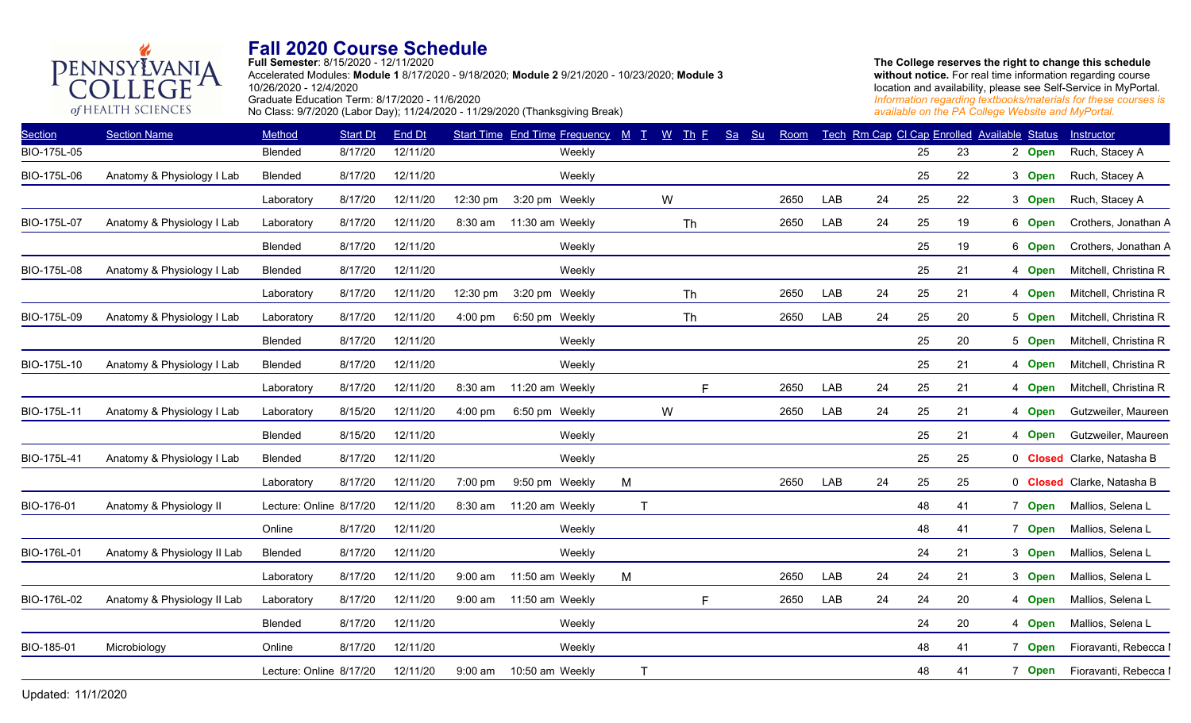PENNSYLVANIA COLLEGE of HEALTH SCIENCES

# Fall 2020 Course Schedule

**Full Semester**: 8/15/2020 - 12/11/2020
Accelerated Modules: **Module 1** 8/17/2020 - 9/18/2020; **Module 2** 9/21/2020 - 10/23/2020; **Module 3** 10/26/2020 - 12/4/2020
Graduate Education Term: 8/17/2020 - 11/6/2020
No Class: 9/7/2020 (Labor Day); 11/24/2020 - 11/29/2020 (Thanksgiving Break)

**The College reserves the right to change this schedule without notice.** For real time information regarding course location and availability, please see Self-Service in MyPortal. *Information regarding textbooks/materials for these courses is available on the PA College Website and MyPortal.*

| Section | Section Name | Method | Start Dt | End Dt | Start Time | End Time | Frequency | M | T | W | Th | F | Sa | Su | Room | Tech | Rm Cap | Cl Cap | Enrolled | Available | Status | Instructor |
|---|---|---|---|---|---|---|---|---|---|---|---|---|---|---|---|---|---|---|---|---|---|---|
| BIO-175L-05 | | Blended | 8/17/20 | 12/11/20 | | | Weekly | | | | | | | | | | | 25 | 23 | 2 | **Open** | Ruch, Stacey A |
| BIO-175L-06 | Anatomy & Physiology I Lab | Blended | 8/17/20 | 12/11/20 | | | Weekly | | | | | | | | | | | 25 | 22 | 3 | **Open** | Ruch, Stacey A |
| | | Laboratory | 8/17/20 | 12/11/20 | 12:30 pm | 3:20 pm | Weekly | | | W | | | | | 2650 | LAB | 24 | 25 | 22 | 3 | **Open** | Ruch, Stacey A |
| BIO-175L-07 | Anatomy & Physiology I Lab | Laboratory | 8/17/20 | 12/11/20 | 8:30 am | 11:30 am | Weekly | | | | Th | | | | 2650 | LAB | 24 | 25 | 19 | 6 | **Open** | Crothers, Jonathan A |
| | | Blended | 8/17/20 | 12/11/20 | | | Weekly | | | | | | | | | | | 25 | 19 | 6 | **Open** | Crothers, Jonathan A |
| BIO-175L-08 | Anatomy & Physiology I Lab | Blended | 8/17/20 | 12/11/20 | | | Weekly | | | | | | | | | | | 25 | 21 | 4 | **Open** | Mitchell, Christina R |
| | | Laboratory | 8/17/20 | 12/11/20 | 12:30 pm | 3:20 pm | Weekly | | | | Th | | | | 2650 | LAB | 24 | 25 | 21 | 4 | **Open** | Mitchell, Christina R |
| BIO-175L-09 | Anatomy & Physiology I Lab | Laboratory | 8/17/20 | 12/11/20 | 4:00 pm | 6:50 pm | Weekly | | | | Th | | | | 2650 | LAB | 24 | 25 | 20 | 5 | **Open** | Mitchell, Christina R |
| | | Blended | 8/17/20 | 12/11/20 | | | Weekly | | | | | | | | | | | 25 | 20 | 5 | **Open** | Mitchell, Christina R |
| BIO-175L-10 | Anatomy & Physiology I Lab | Blended | 8/17/20 | 12/11/20 | | | Weekly | | | | | | | | | | | 25 | 21 | 4 | **Open** | Mitchell, Christina R |
| | | Laboratory | 8/17/20 | 12/11/20 | 8:30 am | 11:20 am | Weekly | | | | | F | | | 2650 | LAB | 24 | 25 | 21 | 4 | **Open** | Mitchell, Christina R |
| BIO-175L-11 | Anatomy & Physiology I Lab | Laboratory | 8/15/20 | 12/11/20 | 4:00 pm | 6:50 pm | Weekly | | | W | | | | | 2650 | LAB | 24 | 25 | 21 | 4 | **Open** | Gutzweiler, Maureen |
| | | Blended | 8/15/20 | 12/11/20 | | | Weekly | | | | | | | | | | | 25 | 21 | 4 | **Open** | Gutzweiler, Maureen |
| BIO-175L-41 | Anatomy & Physiology I Lab | Blended | 8/17/20 | 12/11/20 | | | Weekly | | | | | | | | | | | 25 | 25 | 0 | **Closed** | Clarke, Natasha B |
| | | Laboratory | 8/17/20 | 12/11/20 | 7:00 pm | 9:50 pm | Weekly | M | | | | | | | 2650 | LAB | 24 | 25 | 25 | 0 | **Closed** | Clarke, Natasha B |
| BIO-176-01 | Anatomy & Physiology II | Lecture: Online | 8/17/20 | 12/11/20 | 8:30 am | 11:20 am | Weekly | | T | | | | | | | | | 48 | 41 | 7 | **Open** | Mallios, Selena L |
| | | Online | 8/17/20 | 12/11/20 | | | Weekly | | | | | | | | | | | 48 | 41 | 7 | **Open** | Mallios, Selena L |
| BIO-176L-01 | Anatomy & Physiology II Lab | Blended | 8/17/20 | 12/11/20 | | | Weekly | | | | | | | | | | | 24 | 21 | 3 | **Open** | Mallios, Selena L |
| | | Laboratory | 8/17/20 | 12/11/20 | 9:00 am | 11:50 am | Weekly | M | | | | | | | 2650 | LAB | 24 | 24 | 21 | 3 | **Open** | Mallios, Selena L |
| BIO-176L-02 | Anatomy & Physiology II Lab | Laboratory | 8/17/20 | 12/11/20 | 9:00 am | 11:50 am | Weekly | | | | | F | | | 2650 | LAB | 24 | 24 | 20 | 4 | **Open** | Mallios, Selena L |
| | | Blended | 8/17/20 | 12/11/20 | | | Weekly | | | | | | | | | | | 24 | 20 | 4 | **Open** | Mallios, Selena L |
| BIO-185-01 | Microbiology | Online | 8/17/20 | 12/11/20 | | | Weekly | | | | | | | | | | | 48 | 41 | 7 | **Open** | Fioravanti, Rebecca I |
| | | Lecture: Online | 8/17/20 | 12/11/20 | 9:00 am | 10:50 am | Weekly | | T | | | | | | | | | 48 | 41 | 7 | **Open** | Fioravanti, Rebecca I |

Updated: 11/1/2020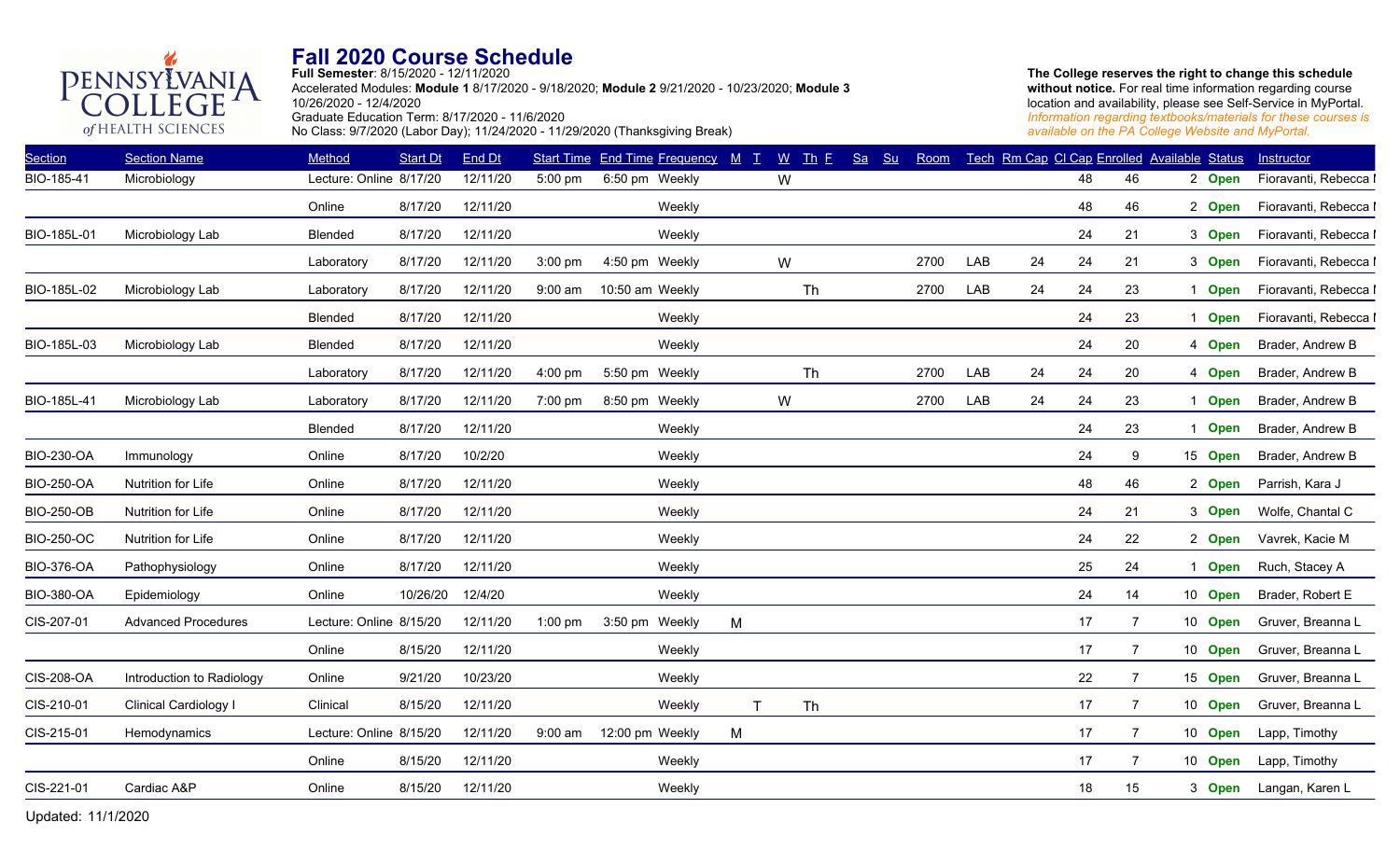# Fall 2020 Course Schedule

**Full Semester**: 8/15/2020 - 12/11/2020
Accelerated Modules: **Module 1** 8/17/2020 - 9/18/2020; **Module 2** 9/21/2020 - 10/23/2020; **Module 3** 10/26/2020 - 12/4/2020
Graduate Education Term: 8/17/2020 - 11/6/2020
No Class: 9/7/2020 (Labor Day); 11/24/2020 - 11/29/2020 (Thanksgiving Break)

**The College reserves the right to change this schedule without notice.** For real time information regarding course location and availability, please see Self-Service in MyPortal. *Information regarding textbooks/materials for these courses is available on the PA College Website and MyPortal.*

| Section | Section Name | Method | Start Dt | End Dt | Start Time | End Time | Frequency | M | T | W | Th | F | Sa | Su | Room | Tech | Rm Cap | Cl Cap | Enrolled | Available | Status | Instructor |
|---|---|---|---|---|---|---|---|---|---|---|---|---|---|---|---|---|---|---|---|---|---|---|
| BIO-185-41 | Microbiology | Lecture: Online | 8/17/20 | 12/11/20 | 5:00 pm | 6:50 pm | Weekly | | | W | | | | | | | | 48 | 46 | 2 | **Open** | Fioravanti, Rebecca I |
| | | Online | 8/17/20 | 12/11/20 | | | Weekly | | | | | | | | | | | 48 | 46 | 2 | **Open** | Fioravanti, Rebecca I |
| BIO-185L-01 | Microbiology Lab | Blended | 8/17/20 | 12/11/20 | | | Weekly | | | | | | | | | | | 24 | 21 | 3 | **Open** | Fioravanti, Rebecca I |
| | | Laboratory | 8/17/20 | 12/11/20 | 3:00 pm | 4:50 pm | Weekly | | | W | | | | | 2700 | LAB | 24 | 24 | 21 | 3 | **Open** | Fioravanti, Rebecca I |
| BIO-185L-02 | Microbiology Lab | Laboratory | 8/17/20 | 12/11/20 | 9:00 am | 10:50 am | Weekly | | | | Th | | | | 2700 | LAB | 24 | 24 | 23 | 1 | **Open** | Fioravanti, Rebecca I |
| | | Blended | 8/17/20 | 12/11/20 | | | Weekly | | | | | | | | | | | 24 | 23 | 1 | **Open** | Fioravanti, Rebecca I |
| BIO-185L-03 | Microbiology Lab | Blended | 8/17/20 | 12/11/20 | | | Weekly | | | | | | | | | | | 24 | 20 | 4 | **Open** | Brader, Andrew B |
| | | Laboratory | 8/17/20 | 12/11/20 | 4:00 pm | 5:50 pm | Weekly | | | | Th | | | | 2700 | LAB | 24 | 24 | 20 | 4 | **Open** | Brader, Andrew B |
| BIO-185L-41 | Microbiology Lab | Laboratory | 8/17/20 | 12/11/20 | 7:00 pm | 8:50 pm | Weekly | | | W | | | | | 2700 | LAB | 24 | 24 | 23 | 1 | **Open** | Brader, Andrew B |
| | | Blended | 8/17/20 | 12/11/20 | | | Weekly | | | | | | | | | | | 24 | 23 | 1 | **Open** | Brader, Andrew B |
| BIO-230-OA | Immunology | Online | 8/17/20 | 10/2/20 | | | Weekly | | | | | | | | | | | 24 | 9 | 15 | **Open** | Brader, Andrew B |
| BIO-250-OA | Nutrition for Life | Online | 8/17/20 | 12/11/20 | | | Weekly | | | | | | | | | | | 48 | 46 | 2 | **Open** | Parrish, Kara J |
| BIO-250-OB | Nutrition for Life | Online | 8/17/20 | 12/11/20 | | | Weekly | | | | | | | | | | | 24 | 21 | 3 | **Open** | Wolfe, Chantal C |
| BIO-250-OC | Nutrition for Life | Online | 8/17/20 | 12/11/20 | | | Weekly | | | | | | | | | | | 24 | 22 | 2 | **Open** | Vavrek, Kacie M |
| BIO-376-OA | Pathophysiology | Online | 8/17/20 | 12/11/20 | | | Weekly | | | | | | | | | | | 25 | 24 | 1 | **Open** | Ruch, Stacey A |
| BIO-380-OA | Epidemiology | Online | 10/26/20 | 12/4/20 | | | Weekly | | | | | | | | | | | 24 | 14 | 10 | **Open** | Brader, Robert E |
| CIS-207-01 | Advanced Procedures | Lecture: Online | 8/15/20 | 12/11/20 | 1:00 pm | 3:50 pm | Weekly | M | | | | | | | | | | 17 | 7 | 10 | **Open** | Gruver, Breanna L |
| | | Online | 8/15/20 | 12/11/20 | | | Weekly | | | | | | | | | | | 17 | 7 | 10 | **Open** | Gruver, Breanna L |
| CIS-208-OA | Introduction to Radiology | Online | 9/21/20 | 10/23/20 | | | Weekly | | | | | | | | | | | 22 | 7 | 15 | **Open** | Gruver, Breanna L |
| CIS-210-01 | Clinical Cardiology I | Clinical | 8/15/20 | 12/11/20 | | | Weekly | | T | | Th | | | | | | | 17 | 7 | 10 | **Open** | Gruver, Breanna L |
| CIS-215-01 | Hemodynamics | Lecture: Online | 8/15/20 | 12/11/20 | 9:00 am | 12:00 pm | Weekly | M | | | | | | | | | | 17 | 7 | 10 | **Open** | Lapp, Timothy |
| | | Online | 8/15/20 | 12/11/20 | | | Weekly | | | | | | | | | | | 17 | 7 | 10 | **Open** | Lapp, Timothy |
| CIS-221-01 | Cardiac A&P | Online | 8/15/20 | 12/11/20 | | | Weekly | | | | | | | | | | | 18 | 15 | 3 | **Open** | Langan, Karen L |

Updated: 11/1/2020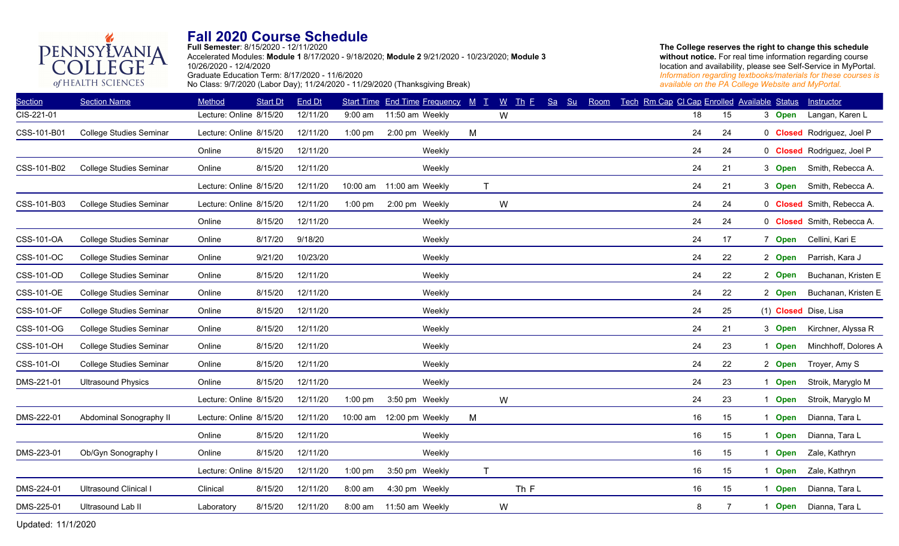# Fall 2020 Course Schedule

**Full Semester**: 8/15/2020 - 12/11/2020
Accelerated Modules: **Module 1** 8/17/2020 - 9/18/2020; **Module 2** 9/21/2020 - 10/23/2020; **Module 3** 10/26/2020 - 12/4/2020
Graduate Education Term: 8/17/2020 - 11/6/2020
No Class: 9/7/2020 (Labor Day); 11/24/2020 - 11/29/2020 (Thanksgiving Break)

**The College reserves the right to change this schedule without notice.** For real time information regarding course location and availability, please see Self-Service in MyPortal. *Information regarding textbooks/materials for these courses is available on the PA College Website and MyPortal.*

| Section | Section Name | Method | Start Dt | End Dt | Start Time | End Time | Frequency | M | T | W | Th | F | Sa | Su | Room | Tech | Rm Cap | Cl Cap | Enrolled | Available | Status | Instructor |
|---|---|---|---|---|---|---|---|---|---|---|---|---|---|---|---|---|---|---|---|---|---|---|
| CIS-221-01 | | Lecture: Online | 8/15/20 | 12/11/20 | 9:00 am | 11:50 am | Weekly | | | W | | | | | | | | 18 | 15 | 3 | Open | Langan, Karen L |
| CSS-101-B01 | College Studies Seminar | Lecture: Online | 8/15/20 | 12/11/20 | 1:00 pm | 2:00 pm | Weekly | M | | | | | | | | | | 24 | 24 | 0 | Closed | Rodriguez, Joel P |
| | | Online | 8/15/20 | 12/11/20 | | | Weekly | | | | | | | | | | | 24 | 24 | 0 | Closed | Rodriguez, Joel P |
| CSS-101-B02 | College Studies Seminar | Online | 8/15/20 | 12/11/20 | | | Weekly | | | | | | | | | | | 24 | 21 | 3 | Open | Smith, Rebecca A. |
| | | Lecture: Online | 8/15/20 | 12/11/20 | 10:00 am | 11:00 am | Weekly | | T | | | | | | | | | 24 | 21 | 3 | Open | Smith, Rebecca A. |
| CSS-101-B03 | College Studies Seminar | Lecture: Online | 8/15/20 | 12/11/20 | 1:00 pm | 2:00 pm | Weekly | | | W | | | | | | | | 24 | 24 | 0 | Closed | Smith, Rebecca A. |
| | | Online | 8/15/20 | 12/11/20 | | | Weekly | | | | | | | | | | | 24 | 24 | 0 | Closed | Smith, Rebecca A. |
| CSS-101-OA | College Studies Seminar | Online | 8/17/20 | 9/18/20 | | | Weekly | | | | | | | | | | | 24 | 17 | 7 | Open | Cellini, Kari E |
| CSS-101-OC | College Studies Seminar | Online | 9/21/20 | 10/23/20 | | | Weekly | | | | | | | | | | | 24 | 22 | 2 | Open | Parrish, Kara J |
| CSS-101-OD | College Studies Seminar | Online | 8/15/20 | 12/11/20 | | | Weekly | | | | | | | | | | | 24 | 22 | 2 | Open | Buchanan, Kristen E |
| CSS-101-OE | College Studies Seminar | Online | 8/15/20 | 12/11/20 | | | Weekly | | | | | | | | | | | 24 | 22 | 2 | Open | Buchanan, Kristen E |
| CSS-101-OF | College Studies Seminar | Online | 8/15/20 | 12/11/20 | | | Weekly | | | | | | | | | | | 24 | 25 | (1) | Closed | Dise, Lisa |
| CSS-101-OG | College Studies Seminar | Online | 8/15/20 | 12/11/20 | | | Weekly | | | | | | | | | | | 24 | 21 | 3 | Open | Kirchner, Alyssa R |
| CSS-101-OH | College Studies Seminar | Online | 8/15/20 | 12/11/20 | | | Weekly | | | | | | | | | | | 24 | 23 | 1 | Open | Minchhoff, Dolores A |
| CSS-101-OI | College Studies Seminar | Online | 8/15/20 | 12/11/20 | | | Weekly | | | | | | | | | | | 24 | 22 | 2 | Open | Troyer, Amy S |
| DMS-221-01 | Ultrasound Physics | Online | 8/15/20 | 12/11/20 | | | Weekly | | | | | | | | | | | 24 | 23 | 1 | Open | Stroik, Maryglo M |
| | | Lecture: Online | 8/15/20 | 12/11/20 | 1:00 pm | 3:50 pm | Weekly | | | W | | | | | | | | 24 | 23 | 1 | Open | Stroik, Maryglo M |
| DMS-222-01 | Abdominal Sonography II | Lecture: Online | 8/15/20 | 12/11/20 | 10:00 am | 12:00 pm | Weekly | M | | | | | | | | | | 16 | 15 | 1 | Open | Dianna, Tara L |
| | | Online | 8/15/20 | 12/11/20 | | | Weekly | | | | | | | | | | | 16 | 15 | 1 | Open | Dianna, Tara L |
| DMS-223-01 | Ob/Gyn Sonography I | Online | 8/15/20 | 12/11/20 | | | Weekly | | | | | | | | | | | 16 | 15 | 1 | Open | Zale, Kathryn |
| | | Lecture: Online | 8/15/20 | 12/11/20 | 1:00 pm | 3:50 pm | Weekly | | T | | | | | | | | | 16 | 15 | 1 | Open | Zale, Kathryn |
| DMS-224-01 | Ultrasound Clinical I | Clinical | 8/15/20 | 12/11/20 | 8:00 am | 4:30 pm | Weekly | | | | Th | F | | | | | | 16 | 15 | 1 | Open | Dianna, Tara L |
| DMS-225-01 | Ultrasound Lab II | Laboratory | 8/15/20 | 12/11/20 | 8:00 am | 11:50 am | Weekly | | | W | | | | | | | | 8 | 7 | 1 | Open | Dianna, Tara L |

Updated: 11/1/2020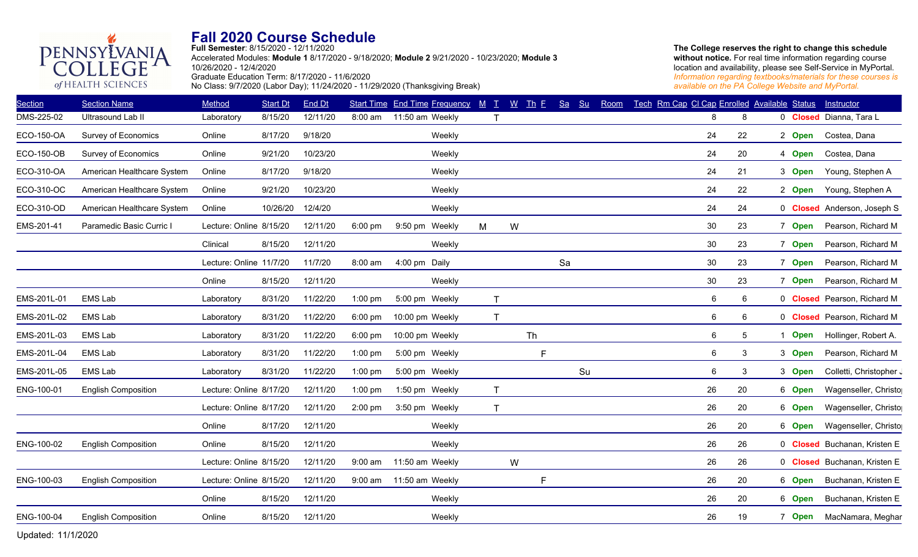# Fall 2020 Course Schedule

**Full Semester**: 8/15/2020 - 12/11/2020
Accelerated Modules: **Module 1** 8/17/2020 - 9/18/2020; **Module 2** 9/21/2020 - 10/23/2020; **Module 3** 10/26/2020 - 12/4/2020
Graduate Education Term: 8/17/2020 - 11/6/2020
No Class: 9/7/2020 (Labor Day); 11/24/2020 - 11/29/2020 (Thanksgiving Break)

**The College reserves the right to change this schedule without notice.** For real time information regarding course location and availability, please see Self-Service in MyPortal. *Information regarding textbooks/materials for these courses is available on the PA College Website and MyPortal.*

| Section | Section Name | Method | Start Dt | End Dt | Start Time | End Time | Frequency | M | T | W | Th | F | Sa | Su | Room | Tech | Rm Cap | Cl Cap | Enrolled | Available | Status | Instructor |
|---|---|---|---|---|---|---|---|---|---|---|---|---|---|---|---|---|---|---|---|---|---|---|
| DMS-225-02 | Ultrasound Lab II | Laboratory | 8/15/20 | 12/11/20 | 8:00 am | 11:50 am | Weekly | | T | | | | | | | | | 8 | 8 | 0 | **Closed** | Dianna, Tara L |
| ECO-150-OA | Survey of Economics | Online | 8/17/20 | 9/18/20 | | | Weekly | | | | | | | | | | | 24 | 22 | 2 | **Open** | Costea, Dana |
| ECO-150-OB | Survey of Economics | Online | 9/21/20 | 10/23/20 | | | Weekly | | | | | | | | | | | 24 | 20 | 4 | **Open** | Costea, Dana |
| ECO-310-OA | American Healthcare System | Online | 8/17/20 | 9/18/20 | | | Weekly | | | | | | | | | | | 24 | 21 | 3 | **Open** | Young, Stephen A |
| ECO-310-OC | American Healthcare System | Online | 9/21/20 | 10/23/20 | | | Weekly | | | | | | | | | | | 24 | 22 | 2 | **Open** | Young, Stephen A |
| ECO-310-OD | American Healthcare System | Online | 10/26/20 | 12/4/20 | | | Weekly | | | | | | | | | | | 24 | 24 | 0 | **Closed** | Anderson, Joseph S |
| EMS-201-41 | Paramedic Basic Curric I | Lecture: Online | 8/15/20 | 12/11/20 | 6:00 pm | 9:50 pm | Weekly | M | | W | | | | | | | | 30 | 23 | 7 | **Open** | Pearson, Richard M |
| | | Clinical | 8/15/20 | 12/11/20 | | | Weekly | | | | | | | | | | | 30 | 23 | 7 | **Open** | Pearson, Richard M |
| | | Lecture: Online | 11/7/20 | 11/7/20 | 8:00 am | 4:00 pm | Daily | | | | | | Sa | | | | | 30 | 23 | 7 | **Open** | Pearson, Richard M |
| | | Online | 8/15/20 | 12/11/20 | | | Weekly | | | | | | | | | | | 30 | 23 | 7 | **Open** | Pearson, Richard M |
| EMS-201L-01 | EMS Lab | Laboratory | 8/31/20 | 11/22/20 | 1:00 pm | 5:00 pm | Weekly | | T | | | | | | | | | 6 | 6 | 0 | **Closed** | Pearson, Richard M |
| EMS-201L-02 | EMS Lab | Laboratory | 8/31/20 | 11/22/20 | 6:00 pm | 10:00 pm | Weekly | | T | | | | | | | | | 6 | 6 | 0 | **Closed** | Pearson, Richard M |
| EMS-201L-03 | EMS Lab | Laboratory | 8/31/20 | 11/22/20 | 6:00 pm | 10:00 pm | Weekly | | | | Th | | | | | | | 6 | 5 | 1 | **Open** | Hollinger, Robert A. |
| EMS-201L-04 | EMS Lab | Laboratory | 8/31/20 | 11/22/20 | 1:00 pm | 5:00 pm | Weekly | | | | | F | | | | | | 6 | 3 | 3 | **Open** | Pearson, Richard M |
| EMS-201L-05 | EMS Lab | Laboratory | 8/31/20 | 11/22/20 | 1:00 pm | 5:00 pm | Weekly | | | | | | | Su | | | | 6 | 3 | 3 | **Open** | Colletti, Christopher J |
| ENG-100-01 | English Composition | Lecture: Online | 8/17/20 | 12/11/20 | 1:00 pm | 1:50 pm | Weekly | | T | | | | | | | | | 26 | 20 | 6 | **Open** | Wagenseller, Christo |
| | | Lecture: Online | 8/17/20 | 12/11/20 | 2:00 pm | 3:50 pm | Weekly | | T | | | | | | | | | 26 | 20 | 6 | **Open** | Wagenseller, Christo |
| | | Online | 8/17/20 | 12/11/20 | | | Weekly | | | | | | | | | | | 26 | 20 | 6 | **Open** | Wagenseller, Christo |
| ENG-100-02 | English Composition | Online | 8/15/20 | 12/11/20 | | | Weekly | | | | | | | | | | | 26 | 26 | 0 | **Closed** | Buchanan, Kristen E |
| | | Lecture: Online | 8/15/20 | 12/11/20 | 9:00 am | 11:50 am | Weekly | | | W | | | | | | | | 26 | 26 | 0 | **Closed** | Buchanan, Kristen E |
| ENG-100-03 | English Composition | Lecture: Online | 8/15/20 | 12/11/20 | 9:00 am | 11:50 am | Weekly | | | | | F | | | | | | 26 | 20 | 6 | **Open** | Buchanan, Kristen E |
| | | Online | 8/15/20 | 12/11/20 | | | Weekly | | | | | | | | | | | 26 | 20 | 6 | **Open** | Buchanan, Kristen E |
| ENG-100-04 | English Composition | Online | 8/15/20 | 12/11/20 | | | Weekly | | | | | | | | | | | 26 | 19 | 7 | **Open** | MacNamara, Meghan |

Updated: 11/1/2020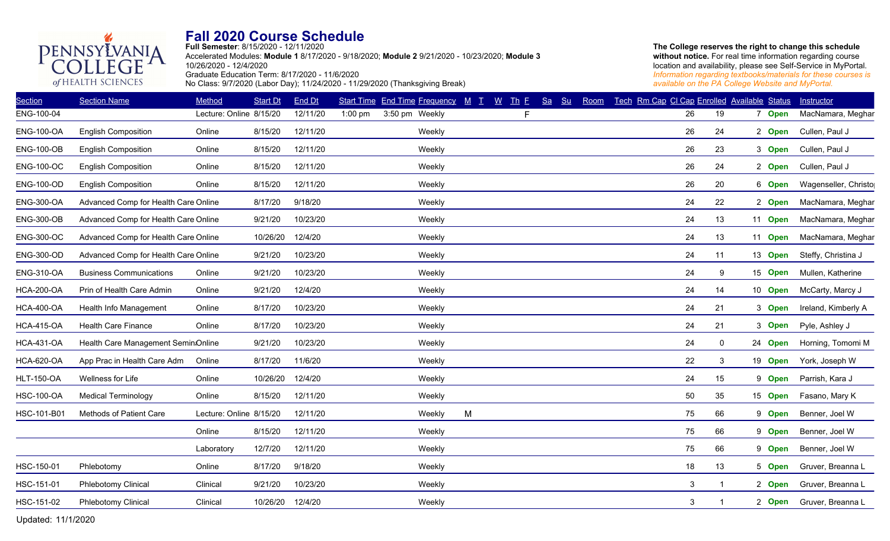PENNSYLVANIA COLLEGE of HEALTH SCIENCES

# Fall 2020 Course Schedule

**Full Semester**: 8/15/2020 - 12/11/2020
Accelerated Modules: **Module 1** 8/17/2020 - 9/18/2020; **Module 2** 9/21/2020 - 10/23/2020; **Module 3** 10/26/2020 - 12/4/2020
Graduate Education Term: 8/17/2020 - 11/6/2020
No Class: 9/7/2020 (Labor Day); 11/24/2020 - 11/29/2020 (Thanksgiving Break)

**The College reserves the right to change this schedule without notice.** For real time information regarding course location and availability, please see Self-Service in MyPortal. *Information regarding textbooks/materials for these courses is available on the PA College Website and MyPortal.*

| Section | Section Name | Method | Start Dt | End Dt | Start Time | End Time | Frequency | M | T | W | Th | F | Sa | Su | Room | Tech | Rm Cap | Cl Cap | Enrolled | Available | Status | Instructor |
|---|---|---|---|---|---|---|---|---|---|---|---|---|---|---|---|---|---|---|---|---|---|---|
| ENG-100-04 | | Lecture: Online | 8/15/20 | 12/11/20 | 1:00 pm | 3:50 pm | Weekly | | | | | F | | | | | | 26 | 19 | 7 | **Open** | MacNamara, Meghar |
| ENG-100-OA | English Composition | Online | 8/15/20 | 12/11/20 | | | Weekly | | | | | | | | | | | 26 | 24 | 2 | **Open** | Cullen, Paul J |
| ENG-100-OB | English Composition | Online | 8/15/20 | 12/11/20 | | | Weekly | | | | | | | | | | | 26 | 23 | 3 | **Open** | Cullen, Paul J |
| ENG-100-OC | English Composition | Online | 8/15/20 | 12/11/20 | | | Weekly | | | | | | | | | | | 26 | 24 | 2 | **Open** | Cullen, Paul J |
| ENG-100-OD | English Composition | Online | 8/15/20 | 12/11/20 | | | Weekly | | | | | | | | | | | 26 | 20 | 6 | **Open** | Wagenseller, Christo |
| ENG-300-OA | Advanced Comp for Health Care | Online | 8/17/20 | 9/18/20 | | | Weekly | | | | | | | | | | | 24 | 22 | 2 | **Open** | MacNamara, Meghar |
| ENG-300-OB | Advanced Comp for Health Care | Online | 9/21/20 | 10/23/20 | | | Weekly | | | | | | | | | | | 24 | 13 | 11 | **Open** | MacNamara, Meghar |
| ENG-300-OC | Advanced Comp for Health Care | Online | 10/26/20 | 12/4/20 | | | Weekly | | | | | | | | | | | 24 | 13 | 11 | **Open** | MacNamara, Meghar |
| ENG-300-OD | Advanced Comp for Health Care | Online | 9/21/20 | 10/23/20 | | | Weekly | | | | | | | | | | | 24 | 11 | 13 | **Open** | Steffy, Christina J |
| ENG-310-OA | Business Communications | Online | 9/21/20 | 10/23/20 | | | Weekly | | | | | | | | | | | 24 | 9 | 15 | **Open** | Mullen, Katherine |
| HCA-200-OA | Prin of Health Care Admin | Online | 9/21/20 | 12/4/20 | | | Weekly | | | | | | | | | | | 24 | 14 | 10 | **Open** | McCarty, Marcy J |
| HCA-400-OA | Health Info Management | Online | 8/17/20 | 10/23/20 | | | Weekly | | | | | | | | | | | 24 | 21 | 3 | **Open** | Ireland, Kimberly A |
| HCA-415-OA | Health Care Finance | Online | 8/17/20 | 10/23/20 | | | Weekly | | | | | | | | | | | 24 | 21 | 3 | **Open** | Pyle, Ashley J |
| HCA-431-OA | Health Care Management Semin | Online | 9/21/20 | 10/23/20 | | | Weekly | | | | | | | | | | | 24 | 0 | 24 | **Open** | Horning, Tomomi M |
| HCA-620-OA | App Prac in Health Care Adm | Online | 8/17/20 | 11/6/20 | | | Weekly | | | | | | | | | | | 22 | 3 | 19 | **Open** | York, Joseph W |
| HLT-150-OA | Wellness for Life | Online | 10/26/20 | 12/4/20 | | | Weekly | | | | | | | | | | | 24 | 15 | 9 | **Open** | Parrish, Kara J |
| HSC-100-OA | Medical Terminology | Online | 8/15/20 | 12/11/20 | | | Weekly | | | | | | | | | | | 50 | 35 | 15 | **Open** | Fasano, Mary K |
| HSC-101-B01 | Methods of Patient Care | Lecture: Online | 8/15/20 | 12/11/20 | | | Weekly | M | | | | | | | | | | 75 | 66 | 9 | **Open** | Benner, Joel W |
| | | Online | 8/15/20 | 12/11/20 | | | Weekly | | | | | | | | | | | 75 | 66 | 9 | **Open** | Benner, Joel W |
| | | Laboratory | 12/7/20 | 12/11/20 | | | Weekly | | | | | | | | | | | 75 | 66 | 9 | **Open** | Benner, Joel W |
| HSC-150-01 | Phlebotomy | Online | 8/17/20 | 9/18/20 | | | Weekly | | | | | | | | | | | 18 | 13 | 5 | **Open** | Gruver, Breanna L |
| HSC-151-01 | Phlebotomy Clinical | Clinical | 9/21/20 | 10/23/20 | | | Weekly | | | | | | | | | | | 3 | 1 | 2 | **Open** | Gruver, Breanna L |
| HSC-151-02 | Phlebotomy Clinical | Clinical | 10/26/20 | 12/4/20 | | | Weekly | | | | | | | | | | | 3 | 1 | 2 | **Open** | Gruver, Breanna L |

Updated: 11/1/2020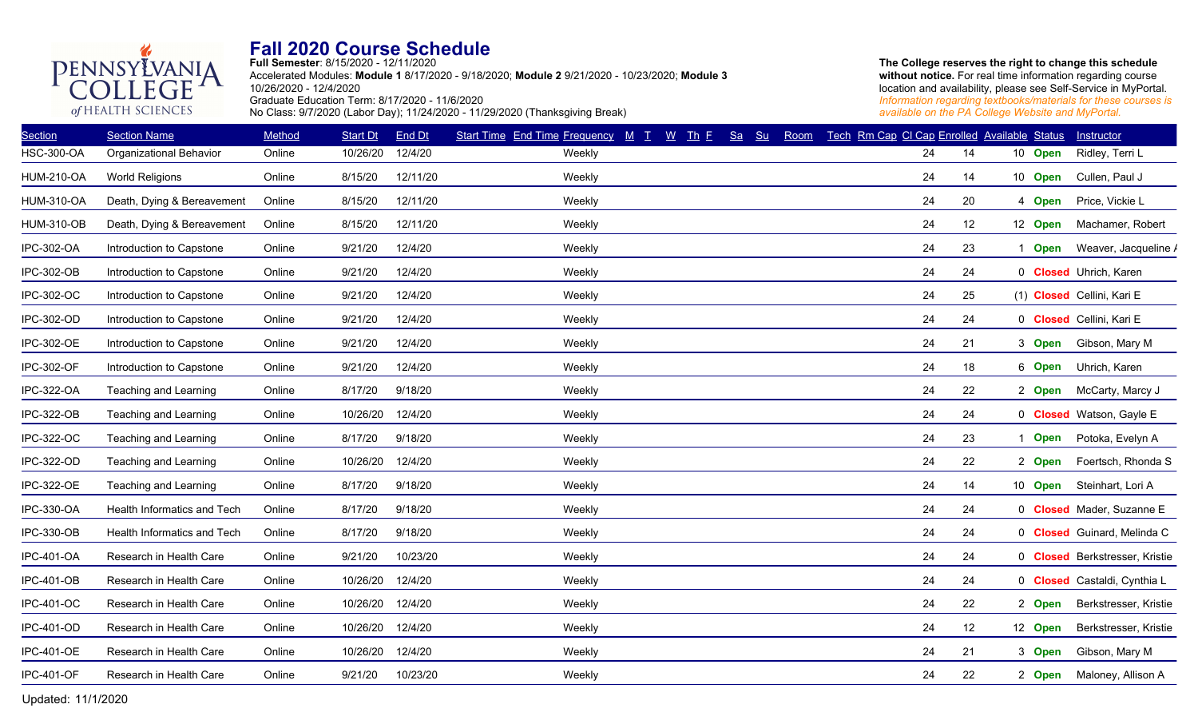PENNSYLVANIA COLLEGE of HEALTH SCIENCES

# Fall 2020 Course Schedule

**Full Semester**: 8/15/2020 - 12/11/2020
Accelerated Modules: **Module 1** 8/17/2020 - 9/18/2020; **Module 2** 9/21/2020 - 10/23/2020; **Module 3** 10/26/2020 - 12/4/2020
Graduate Education Term: 8/17/2020 - 11/6/2020
No Class: 9/7/2020 (Labor Day); 11/24/2020 - 11/29/2020 (Thanksgiving Break)

**The College reserves the right to change this schedule without notice.** For real time information regarding course location and availability, please see Self-Service in MyPortal. *Information regarding textbooks/materials for these courses is available on the PA College Website and MyPortal.*

| Section | Section Name | Method | Start Dt | End Dt | Start Time | End Time | Frequency | M | T | W | Th | F | Sa | Su | Room | Tech | Rm Cap | Cl Cap | Enrolled | Available | Status | Instructor |
|---|---|---|---|---|---|---|---|---|---|---|---|---|---|---|---|---|---|---|---|---|---|---|
| HSC-300-OA | Organizational Behavior | Online | 10/26/20 | 12/4/20 | | | Weekly | | | | | | | | | | | 24 | 14 | 10 | **Open** | Ridley, Terri L |
| HUM-210-OA | World Religions | Online | 8/15/20 | 12/11/20 | | | Weekly | | | | | | | | | | | 24 | 14 | 10 | **Open** | Cullen, Paul J |
| HUM-310-OA | Death, Dying & Bereavement | Online | 8/15/20 | 12/11/20 | | | Weekly | | | | | | | | | | | 24 | 20 | 4 | **Open** | Price, Vickie L |
| HUM-310-OB | Death, Dying & Bereavement | Online | 8/15/20 | 12/11/20 | | | Weekly | | | | | | | | | | | 24 | 12 | 12 | **Open** | Machamer, Robert |
| IPC-302-OA | Introduction to Capstone | Online | 9/21/20 | 12/4/20 | | | Weekly | | | | | | | | | | | 24 | 23 | 1 | **Open** | Weaver, Jacqueline A |
| IPC-302-OB | Introduction to Capstone | Online | 9/21/20 | 12/4/20 | | | Weekly | | | | | | | | | | | 24 | 24 | 0 | **Closed** | Uhrich, Karen |
| IPC-302-OC | Introduction to Capstone | Online | 9/21/20 | 12/4/20 | | | Weekly | | | | | | | | | | | 24 | 25 | (1) | **Closed** | Cellini, Kari E |
| IPC-302-OD | Introduction to Capstone | Online | 9/21/20 | 12/4/20 | | | Weekly | | | | | | | | | | | 24 | 24 | 0 | **Closed** | Cellini, Kari E |
| IPC-302-OE | Introduction to Capstone | Online | 9/21/20 | 12/4/20 | | | Weekly | | | | | | | | | | | 24 | 21 | 3 | **Open** | Gibson, Mary M |
| IPC-302-OF | Introduction to Capstone | Online | 9/21/20 | 12/4/20 | | | Weekly | | | | | | | | | | | 24 | 18 | 6 | **Open** | Uhrich, Karen |
| IPC-322-OA | Teaching and Learning | Online | 8/17/20 | 9/18/20 | | | Weekly | | | | | | | | | | | 24 | 22 | 2 | **Open** | McCarty, Marcy J |
| IPC-322-OB | Teaching and Learning | Online | 10/26/20 | 12/4/20 | | | Weekly | | | | | | | | | | | 24 | 24 | 0 | **Closed** | Watson, Gayle E |
| IPC-322-OC | Teaching and Learning | Online | 8/17/20 | 9/18/20 | | | Weekly | | | | | | | | | | | 24 | 23 | 1 | **Open** | Potoka, Evelyn A |
| IPC-322-OD | Teaching and Learning | Online | 10/26/20 | 12/4/20 | | | Weekly | | | | | | | | | | | 24 | 22 | 2 | **Open** | Foertsch, Rhonda S |
| IPC-322-OE | Teaching and Learning | Online | 8/17/20 | 9/18/20 | | | Weekly | | | | | | | | | | | 24 | 14 | 10 | **Open** | Steinhart, Lori A |
| IPC-330-OA | Health Informatics and Tech | Online | 8/17/20 | 9/18/20 | | | Weekly | | | | | | | | | | | 24 | 24 | 0 | **Closed** | Mader, Suzanne E |
| IPC-330-OB | Health Informatics and Tech | Online | 8/17/20 | 9/18/20 | | | Weekly | | | | | | | | | | | 24 | 24 | 0 | **Closed** | Guinard, Melinda C |
| IPC-401-OA | Research in Health Care | Online | 9/21/20 | 10/23/20 | | | Weekly | | | | | | | | | | | 24 | 24 | 0 | **Closed** | Berkstresser, Kristie |
| IPC-401-OB | Research in Health Care | Online | 10/26/20 | 12/4/20 | | | Weekly | | | | | | | | | | | 24 | 24 | 0 | **Closed** | Castaldi, Cynthia L |
| IPC-401-OC | Research in Health Care | Online | 10/26/20 | 12/4/20 | | | Weekly | | | | | | | | | | | 24 | 22 | 2 | **Open** | Berkstresser, Kristie |
| IPC-401-OD | Research in Health Care | Online | 10/26/20 | 12/4/20 | | | Weekly | | | | | | | | | | | 24 | 12 | 12 | **Open** | Berkstresser, Kristie |
| IPC-401-OE | Research in Health Care | Online | 10/26/20 | 12/4/20 | | | Weekly | | | | | | | | | | | 24 | 21 | 3 | **Open** | Gibson, Mary M |
| IPC-401-OF | Research in Health Care | Online | 9/21/20 | 10/23/20 | | | Weekly | | | | | | | | | | | 24 | 22 | 2 | **Open** | Maloney, Allison A |

Updated: 11/1/2020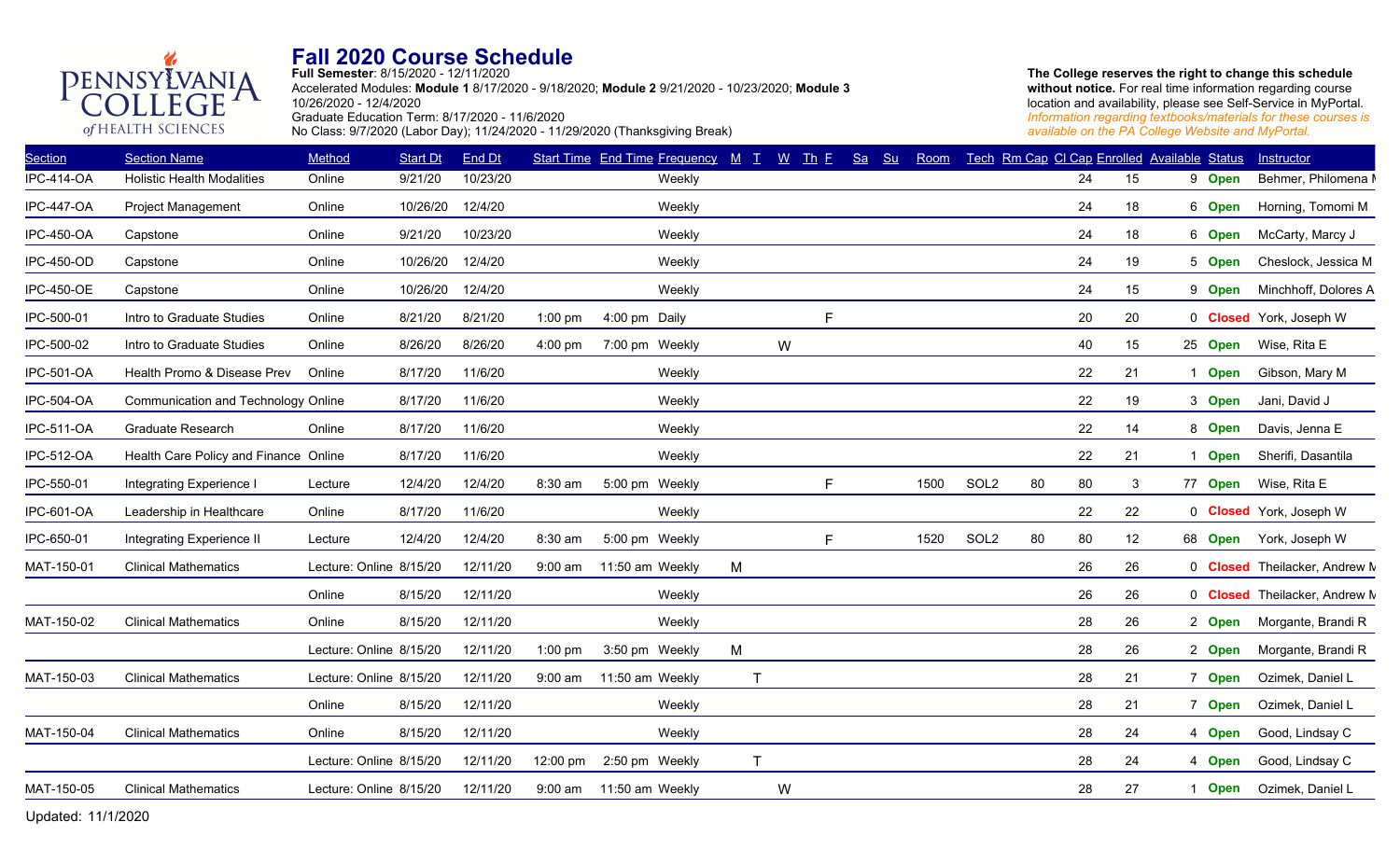# Fall 2020 Course Schedule

**Full Semester**: 8/15/2020 - 12/11/2020
Accelerated Modules: **Module 1** 8/17/2020 - 9/18/2020; **Module 2** 9/21/2020 - 10/23/2020; **Module 3** 10/26/2020 - 12/4/2020
Graduate Education Term: 8/17/2020 - 11/6/2020
No Class: 9/7/2020 (Labor Day); 11/24/2020 - 11/29/2020 (Thanksgiving Break)

**The College reserves the right to change this schedule without notice.** For real time information regarding course location and availability, please see Self-Service in MyPortal. *Information regarding textbooks/materials for these courses is available on the PA College Website and MyPortal.*

| Section | Section Name | Method | Start Dt | End Dt | Start Time | End Time | Frequency | M | T | W | Th | F | Sa | Su | Room | Tech | Rm Cap | Cl Cap | Enrolled | Available | Status | Instructor |
|---|---|---|---|---|---|---|---|---|---|---|---|---|---|---|---|---|---|---|---|---|---|---|
| IPC-414-OA | Holistic Health Modalities | Online | 9/21/20 | 10/23/20 | | | Weekly | | | | | | | | | | | 24 | 15 | 9 | Open | Behmer, Philomena M |
| IPC-447-OA | Project Management | Online | 10/26/20 | 12/4/20 | | | Weekly | | | | | | | | | | | 24 | 18 | 6 | Open | Horning, Tomomi M |
| IPC-450-OA | Capstone | Online | 9/21/20 | 10/23/20 | | | Weekly | | | | | | | | | | | 24 | 18 | 6 | Open | McCarty, Marcy J |
| IPC-450-OD | Capstone | Online | 10/26/20 | 12/4/20 | | | Weekly | | | | | | | | | | | 24 | 19 | 5 | Open | Cheslock, Jessica M |
| IPC-450-OE | Capstone | Online | 10/26/20 | 12/4/20 | | | Weekly | | | | | | | | | | | 24 | 15 | 9 | Open | Minchhoff, Dolores A |
| IPC-500-01 | Intro to Graduate Studies | Online | 8/21/20 | 8/21/20 | 1:00 pm | 4:00 pm | Daily | | | | | F | | | | | | 20 | 20 | 0 | Closed | York, Joseph W |
| IPC-500-02 | Intro to Graduate Studies | Online | 8/26/20 | 8/26/20 | 4:00 pm | 7:00 pm | Weekly | | | W | | | | | | | | 40 | 15 | 25 | Open | Wise, Rita E |
| IPC-501-OA | Health Promo & Disease Prev | Online | 8/17/20 | 11/6/20 | | | Weekly | | | | | | | | | | | 22 | 21 | 1 | Open | Gibson, Mary M |
| IPC-504-OA | Communication and Technology | Online | 8/17/20 | 11/6/20 | | | Weekly | | | | | | | | | | | 22 | 19 | 3 | Open | Jani, David J |
| IPC-511-OA | Graduate Research | Online | 8/17/20 | 11/6/20 | | | Weekly | | | | | | | | | | | 22 | 14 | 8 | Open | Davis, Jenna E |
| IPC-512-OA | Health Care Policy and Finance | Online | 8/17/20 | 11/6/20 | | | Weekly | | | | | | | | | | | 22 | 21 | 1 | Open | Sherifi, Dasantila |
| IPC-550-01 | Integrating Experience I | Lecture | 12/4/20 | 12/4/20 | 8:30 am | 5:00 pm | Weekly | | | | | F | | | 1500 | SOL2 | 80 | 80 | 3 | 77 | Open | Wise, Rita E |
| IPC-601-OA | Leadership in Healthcare | Online | 8/17/20 | 11/6/20 | | | Weekly | | | | | | | | | | | 22 | 22 | 0 | Closed | York, Joseph W |
| IPC-650-01 | Integrating Experience II | Lecture | 12/4/20 | 12/4/20 | 8:30 am | 5:00 pm | Weekly | | | | | F | | | 1520 | SOL2 | 80 | 80 | 12 | 68 | Open | York, Joseph W |
| MAT-150-01 | Clinical Mathematics | Lecture: Online | 8/15/20 | 12/11/20 | 9:00 am | 11:50 am | Weekly | M | | | | | | | | | | 26 | 26 | 0 | Closed | Theilacker, Andrew M |
| | | Online | 8/15/20 | 12/11/20 | | | Weekly | | | | | | | | | | | 26 | 26 | 0 | Closed | Theilacker, Andrew M |
| MAT-150-02 | Clinical Mathematics | Online | 8/15/20 | 12/11/20 | | | Weekly | | | | | | | | | | | 28 | 26 | 2 | Open | Morgante, Brandi R |
| | | Lecture: Online | 8/15/20 | 12/11/20 | 1:00 pm | 3:50 pm | Weekly | M | | | | | | | | | | 28 | 26 | 2 | Open | Morgante, Brandi R |
| MAT-150-03 | Clinical Mathematics | Lecture: Online | 8/15/20 | 12/11/20 | 9:00 am | 11:50 am | Weekly | | T | | | | | | | | | 28 | 21 | 7 | Open | Ozimek, Daniel L |
| | | Online | 8/15/20 | 12/11/20 | | | Weekly | | | | | | | | | | | 28 | 21 | 7 | Open | Ozimek, Daniel L |
| MAT-150-04 | Clinical Mathematics | Online | 8/15/20 | 12/11/20 | | | Weekly | | | | | | | | | | | 28 | 24 | 4 | Open | Good, Lindsay C |
| | | Lecture: Online | 8/15/20 | 12/11/20 | 12:00 pm | 2:50 pm | Weekly | | T | | | | | | | | | 28 | 24 | 4 | Open | Good, Lindsay C |
| MAT-150-05 | Clinical Mathematics | Lecture: Online | 8/15/20 | 12/11/20 | 9:00 am | 11:50 am | Weekly | | | W | | | | | | | | 28 | 27 | 1 | Open | Ozimek, Daniel L |

Updated: 11/1/2020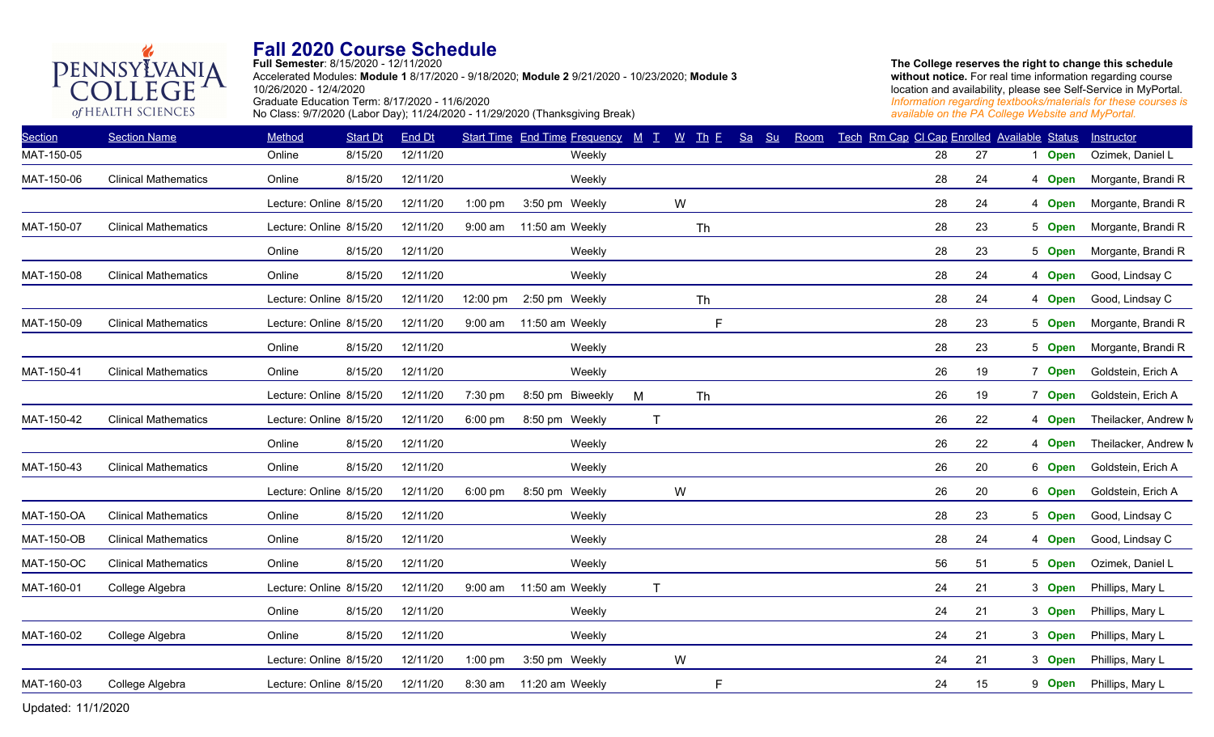# Fall 2020 Course Schedule

**Full Semester**: 8/15/2020 - 12/11/2020
Accelerated Modules: **Module 1** 8/17/2020 - 9/18/2020; **Module 2** 9/21/2020 - 10/23/2020; **Module 3** 10/26/2020 - 12/4/2020
Graduate Education Term: 8/17/2020 - 11/6/2020
No Class: 9/7/2020 (Labor Day); 11/24/2020 - 11/29/2020 (Thanksgiving Break)

**The College reserves the right to change this schedule without notice.** For real time information regarding course location and availability, please see Self-Service in MyPortal.
*Information regarding textbooks/materials for these courses is available on the PA College Website and MyPortal.*

| Section | Section Name | Method | Start Dt | End Dt | Start Time | End Time | Frequency | M | T | W | Th | F | Sa | Su | Room | Tech | Rm Cap | Cl Cap | Enrolled | Available | Status | Instructor |
|---|---|---|---|---|---|---|---|---|---|---|---|---|---|---|---|---|---|---|---|---|---|---|
| MAT-150-05 | | Online | 8/15/20 | 12/11/20 | | | Weekly | | | | | | | | | | | 28 | 27 | 1 | Open | Ozimek, Daniel L |
| MAT-150-06 | Clinical Mathematics | Online | 8/15/20 | 12/11/20 | | | Weekly | | | | | | | | | | | 28 | 24 | 4 | Open | Morgante, Brandi R |
| | | Lecture: Online | 8/15/20 | 12/11/20 | 1:00 pm | 3:50 pm | Weekly | | | W | | | | | | | | 28 | 24 | 4 | Open | Morgante, Brandi R |
| MAT-150-07 | Clinical Mathematics | Lecture: Online | 8/15/20 | 12/11/20 | 9:00 am | 11:50 am | Weekly | | | | Th | | | | | | | 28 | 23 | 5 | Open | Morgante, Brandi R |
| | | Online | 8/15/20 | 12/11/20 | | | Weekly | | | | | | | | | | | 28 | 23 | 5 | Open | Morgante, Brandi R |
| MAT-150-08 | Clinical Mathematics | Online | 8/15/20 | 12/11/20 | | | Weekly | | | | | | | | | | | 28 | 24 | 4 | Open | Good, Lindsay C |
| | | Lecture: Online | 8/15/20 | 12/11/20 | 12:00 pm | 2:50 pm | Weekly | | | | Th | | | | | | | 28 | 24 | 4 | Open | Good, Lindsay C |
| MAT-150-09 | Clinical Mathematics | Lecture: Online | 8/15/20 | 12/11/20 | 9:00 am | 11:50 am | Weekly | | | | | F | | | | | | 28 | 23 | 5 | Open | Morgante, Brandi R |
| | | Online | 8/15/20 | 12/11/20 | | | Weekly | | | | | | | | | | | 28 | 23 | 5 | Open | Morgante, Brandi R |
| MAT-150-41 | Clinical Mathematics | Online | 8/15/20 | 12/11/20 | | | Weekly | | | | | | | | | | | 26 | 19 | 7 | Open | Goldstein, Erich A |
| | | Lecture: Online | 8/15/20 | 12/11/20 | 7:30 pm | 8:50 pm | Biweekly | M | | | Th | | | | | | | 26 | 19 | 7 | Open | Goldstein, Erich A |
| MAT-150-42 | Clinical Mathematics | Lecture: Online | 8/15/20 | 12/11/20 | 6:00 pm | 8:50 pm | Weekly | | T | | | | | | | | | 26 | 22 | 4 | Open | Theilacker, Andrew M |
| | | Online | 8/15/20 | 12/11/20 | | | Weekly | | | | | | | | | | | 26 | 22 | 4 | Open | Theilacker, Andrew M |
| MAT-150-43 | Clinical Mathematics | Online | 8/15/20 | 12/11/20 | | | Weekly | | | | | | | | | | | 26 | 20 | 6 | Open | Goldstein, Erich A |
| | | Lecture: Online | 8/15/20 | 12/11/20 | 6:00 pm | 8:50 pm | Weekly | | | W | | | | | | | | 26 | 20 | 6 | Open | Goldstein, Erich A |
| MAT-150-OA | Clinical Mathematics | Online | 8/15/20 | 12/11/20 | | | Weekly | | | | | | | | | | | 28 | 23 | 5 | Open | Good, Lindsay C |
| MAT-150-OB | Clinical Mathematics | Online | 8/15/20 | 12/11/20 | | | Weekly | | | | | | | | | | | 28 | 24 | 4 | Open | Good, Lindsay C |
| MAT-150-OC | Clinical Mathematics | Online | 8/15/20 | 12/11/20 | | | Weekly | | | | | | | | | | | 56 | 51 | 5 | Open | Ozimek, Daniel L |
| MAT-160-01 | College Algebra | Lecture: Online | 8/15/20 | 12/11/20 | 9:00 am | 11:50 am | Weekly | | T | | | | | | | | | 24 | 21 | 3 | Open | Phillips, Mary L |
| | | Online | 8/15/20 | 12/11/20 | | | Weekly | | | | | | | | | | | 24 | 21 | 3 | Open | Phillips, Mary L |
| MAT-160-02 | College Algebra | Online | 8/15/20 | 12/11/20 | | | Weekly | | | | | | | | | | | 24 | 21 | 3 | Open | Phillips, Mary L |
| | | Lecture: Online | 8/15/20 | 12/11/20 | 1:00 pm | 3:50 pm | Weekly | | | W | | | | | | | | 24 | 21 | 3 | Open | Phillips, Mary L |
| MAT-160-03 | College Algebra | Lecture: Online | 8/15/20 | 12/11/20 | 8:30 am | 11:20 am | Weekly | | | | | F | | | | | | 24 | 15 | 9 | Open | Phillips, Mary L |

Updated: 11/1/2020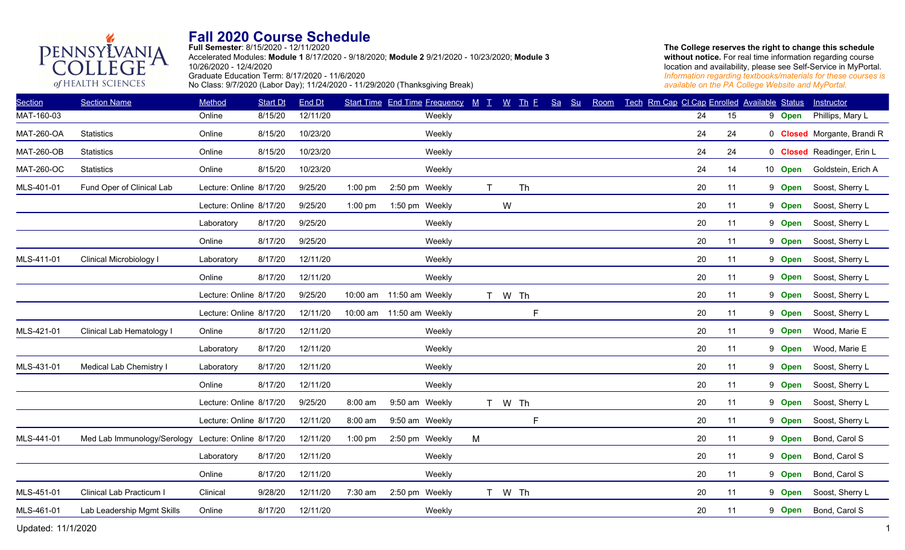# Fall 2020 Course Schedule

**Full Semester**: 8/15/2020 - 12/11/2020
Accelerated Modules: **Module 1** 8/17/2020 - 9/18/2020; **Module 2** 9/21/2020 - 10/23/2020; **Module 3** 10/26/2020 - 12/4/2020
Graduate Education Term: 8/17/2020 - 11/6/2020
No Class: 9/7/2020 (Labor Day); 11/24/2020 - 11/29/2020 (Thanksgiving Break)

**The College reserves the right to change this schedule without notice.** For real time information regarding course location and availability, please see Self-Service in MyPortal. *Information regarding textbooks/materials for these courses is available on the PA College Website and MyPortal.*

| Section | Section Name | Method | Start Dt | End Dt | Start Time | End Time | Frequency | M | T | W | Th | F | Sa | Su | Room | Tech | Rm Cap | Cl Cap | Enrolled | Available | Status | Instructor |
|---|---|---|---|---|---|---|---|---|---|---|---|---|---|---|---|---|---|---|---|---|---|---|
| MAT-160-03 | | Online | 8/15/20 | 12/11/20 | | | Weekly | | | | | | | | | | | 24 | 15 | 9 | **Open** | Phillips, Mary L |
| MAT-260-OA | Statistics | Online | 8/15/20 | 10/23/20 | | | Weekly | | | | | | | | | | | 24 | 24 | 0 | **Closed** | Morgante, Brandi R |
| MAT-260-OB | Statistics | Online | 8/15/20 | 10/23/20 | | | Weekly | | | | | | | | | | | 24 | 24 | 0 | **Closed** | Readinger, Erin L |
| MAT-260-OC | Statistics | Online | 8/15/20 | 10/23/20 | | | Weekly | | | | | | | | | | | 24 | 14 | 10 | **Open** | Goldstein, Erich A |
| MLS-401-01 | Fund Oper of Clinical Lab | Lecture: Online | 8/17/20 | 9/25/20 | 1:00 pm | 2:50 pm | Weekly | | T | | Th | | | | | | | 20 | 11 | 9 | **Open** | Soost, Sherry L |
| | | Lecture: Online | 8/17/20 | 9/25/20 | 1:00 pm | 1:50 pm | Weekly | | | W | | | | | | | | 20 | 11 | 9 | **Open** | Soost, Sherry L |
| | | Laboratory | 8/17/20 | 9/25/20 | | | Weekly | | | | | | | | | | | 20 | 11 | 9 | **Open** | Soost, Sherry L |
| | | Online | 8/17/20 | 9/25/20 | | | Weekly | | | | | | | | | | | 20 | 11 | 9 | **Open** | Soost, Sherry L |
| MLS-411-01 | Clinical Microbiology I | Laboratory | 8/17/20 | 12/11/20 | | | Weekly | | | | | | | | | | | 20 | 11 | 9 | **Open** | Soost, Sherry L |
| | | Online | 8/17/20 | 12/11/20 | | | Weekly | | | | | | | | | | | 20 | 11 | 9 | **Open** | Soost, Sherry L |
| | | Lecture: Online | 8/17/20 | 9/25/20 | 10:00 am | 11:50 am | Weekly | | T | W | Th | | | | | | | 20 | 11 | 9 | **Open** | Soost, Sherry L |
| | | Lecture: Online | 8/17/20 | 12/11/20 | 10:00 am | 11:50 am | Weekly | | | | | F | | | | | | 20 | 11 | 9 | **Open** | Soost, Sherry L |
| MLS-421-01 | Clinical Lab Hematology I | Online | 8/17/20 | 12/11/20 | | | Weekly | | | | | | | | | | | 20 | 11 | 9 | **Open** | Wood, Marie E |
| | | Laboratory | 8/17/20 | 12/11/20 | | | Weekly | | | | | | | | | | | 20 | 11 | 9 | **Open** | Wood, Marie E |
| MLS-431-01 | Medical Lab Chemistry I | Laboratory | 8/17/20 | 12/11/20 | | | Weekly | | | | | | | | | | | 20 | 11 | 9 | **Open** | Soost, Sherry L |
| | | Online | 8/17/20 | 12/11/20 | | | Weekly | | | | | | | | | | | 20 | 11 | 9 | **Open** | Soost, Sherry L |
| | | Lecture: Online | 8/17/20 | 9/25/20 | 8:00 am | 9:50 am | Weekly | | T | W | Th | | | | | | | 20 | 11 | 9 | **Open** | Soost, Sherry L |
| | | Lecture: Online | 8/17/20 | 12/11/20 | 8:00 am | 9:50 am | Weekly | | | | | F | | | | | | 20 | 11 | 9 | **Open** | Soost, Sherry L |
| MLS-441-01 | Med Lab Immunology/Serology | Lecture: Online | 8/17/20 | 12/11/20 | 1:00 pm | 2:50 pm | Weekly | M | | | | | | | | | | 20 | 11 | 9 | **Open** | Bond, Carol S |
| | | Laboratory | 8/17/20 | 12/11/20 | | | Weekly | | | | | | | | | | | 20 | 11 | 9 | **Open** | Bond, Carol S |
| | | Online | 8/17/20 | 12/11/20 | | | Weekly | | | | | | | | | | | 20 | 11 | 9 | **Open** | Bond, Carol S |
| MLS-451-01 | Clinical Lab Practicum I | Clinical | 9/28/20 | 12/11/20 | 7:30 am | 2:50 pm | Weekly | | T | W | Th | | | | | | | 20 | 11 | 9 | **Open** | Soost, Sherry L |
| MLS-461-01 | Lab Leadership Mgmt Skills | Online | 8/17/20 | 12/11/20 | | | Weekly | | | | | | | | | | | 20 | 11 | 9 | **Open** | Bond, Carol S |

Updated: 11/1/2020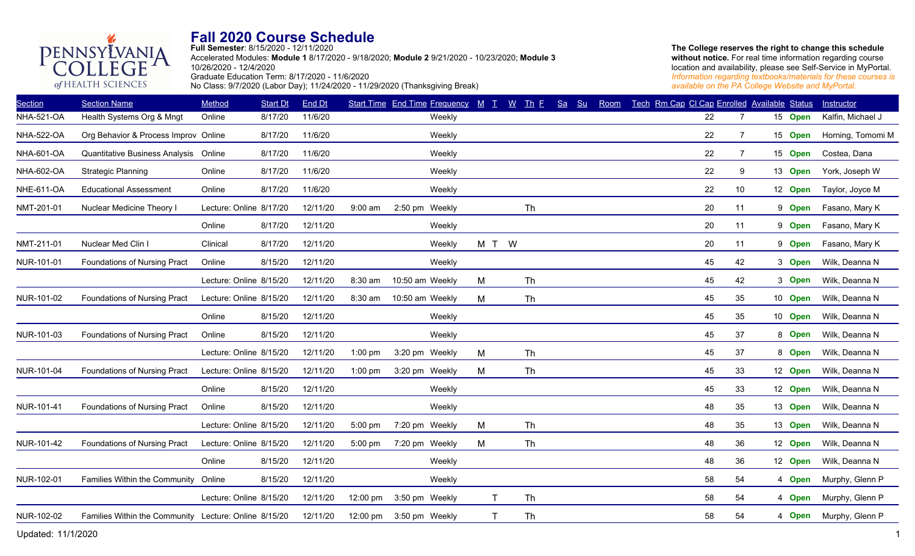# Fall 2020 Course Schedule

**Full Semester**: 8/15/2020 - 12/11/2020
Accelerated Modules: **Module 1** 8/17/2020 - 9/18/2020; **Module 2** 9/21/2020 - 10/23/2020; **Module 3** 10/26/2020 - 12/4/2020
Graduate Education Term: 8/17/2020 - 11/6/2020
No Class: 9/7/2020 (Labor Day); 11/24/2020 - 11/29/2020 (Thanksgiving Break)

**The College reserves the right to change this schedule without notice.** For real time information regarding course location and availability, please see Self-Service in MyPortal. *Information regarding textbooks/materials for these courses is available on the PA College Website and MyPortal.*

| Section | Section Name | Method | Start Dt | End Dt | Start Time | End Time | Frequency | M | T | W | Th | F | Sa | Su | Room | Tech | Rm Cap | Cl Cap | Enrolled | Available | Status | Instructor |
|---|---|---|---|---|---|---|---|---|---|---|---|---|---|---|---|---|---|---|---|---|---|---|
| NHA-521-OA | Health Systems Org & Mngt | Online | 8/17/20 | 11/6/20 | | | Weekly | | | | | | | | | | | 22 | 7 | 15 | **Open** | Kalfin, Michael J |
| NHA-522-OA | Org Behavior & Process Improv | Online | 8/17/20 | 11/6/20 | | | Weekly | | | | | | | | | | | 22 | 7 | 15 | **Open** | Horning, Tomomi M |
| NHA-601-OA | Quantitative Business Analysis | Online | 8/17/20 | 11/6/20 | | | Weekly | | | | | | | | | | | 22 | 7 | 15 | **Open** | Costea, Dana |
| NHA-602-OA | Strategic Planning | Online | 8/17/20 | 11/6/20 | | | Weekly | | | | | | | | | | | 22 | 9 | 13 | **Open** | York, Joseph W |
| NHE-611-OA | Educational Assessment | Online | 8/17/20 | 11/6/20 | | | Weekly | | | | | | | | | | | 22 | 10 | 12 | **Open** | Taylor, Joyce M |
| NMT-201-01 | Nuclear Medicine Theory I | Lecture: Online | 8/17/20 | 12/11/20 | 9:00 am | 2:50 pm | Weekly | | | | Th | | | | | | | 20 | 11 | 9 | **Open** | Fasano, Mary K |
| | | Online | 8/17/20 | 12/11/20 | | | Weekly | | | | | | | | | | | 20 | 11 | 9 | **Open** | Fasano, Mary K |
| NMT-211-01 | Nuclear Med Clin I | Clinical | 8/17/20 | 12/11/20 | | | Weekly | M | T | W | | | | | | | | 20 | 11 | 9 | **Open** | Fasano, Mary K |
| NUR-101-01 | Foundations of Nursing Pract | Online | 8/15/20 | 12/11/20 | | | Weekly | | | | | | | | | | | 45 | 42 | 3 | **Open** | Wilk, Deanna N |
| | | Lecture: Online | 8/15/20 | 12/11/20 | 8:30 am | 10:50 am | Weekly | M | | | Th | | | | | | | 45 | 42 | 3 | **Open** | Wilk, Deanna N |
| NUR-101-02 | Foundations of Nursing Pract | Lecture: Online | 8/15/20 | 12/11/20 | 8:30 am | 10:50 am | Weekly | M | | | Th | | | | | | | 45 | 35 | 10 | **Open** | Wilk, Deanna N |
| | | Online | 8/15/20 | 12/11/20 | | | Weekly | | | | | | | | | | | 45 | 35 | 10 | **Open** | Wilk, Deanna N |
| NUR-101-03 | Foundations of Nursing Pract | Online | 8/15/20 | 12/11/20 | | | Weekly | | | | | | | | | | | 45 | 37 | 8 | **Open** | Wilk, Deanna N |
| | | Lecture: Online | 8/15/20 | 12/11/20 | 1:00 pm | 3:20 pm | Weekly | M | | | Th | | | | | | | 45 | 37 | 8 | **Open** | Wilk, Deanna N |
| NUR-101-04 | Foundations of Nursing Pract | Lecture: Online | 8/15/20 | 12/11/20 | 1:00 pm | 3:20 pm | Weekly | M | | | Th | | | | | | | 45 | 33 | 12 | **Open** | Wilk, Deanna N |
| | | Online | 8/15/20 | 12/11/20 | | | Weekly | | | | | | | | | | | 45 | 33 | 12 | **Open** | Wilk, Deanna N |
| NUR-101-41 | Foundations of Nursing Pract | Online | 8/15/20 | 12/11/20 | | | Weekly | | | | | | | | | | | 48 | 35 | 13 | **Open** | Wilk, Deanna N |
| | | Lecture: Online | 8/15/20 | 12/11/20 | 5:00 pm | 7:20 pm | Weekly | M | | | Th | | | | | | | 48 | 35 | 13 | **Open** | Wilk, Deanna N |
| NUR-101-42 | Foundations of Nursing Pract | Lecture: Online | 8/15/20 | 12/11/20 | 5:00 pm | 7:20 pm | Weekly | M | | | Th | | | | | | | 48 | 36 | 12 | **Open** | Wilk, Deanna N |
| | | Online | 8/15/20 | 12/11/20 | | | Weekly | | | | | | | | | | | 48 | 36 | 12 | **Open** | Wilk, Deanna N |
| NUR-102-01 | Families Within the Community | Online | 8/15/20 | 12/11/20 | | | Weekly | | | | | | | | | | | 58 | 54 | 4 | **Open** | Murphy, Glenn P |
| | | Lecture: Online | 8/15/20 | 12/11/20 | 12:00 pm | 3:50 pm | Weekly | | T | | Th | | | | | | | 58 | 54 | 4 | **Open** | Murphy, Glenn P |
| NUR-102-02 | Families Within the Community | Lecture: Online | 8/15/20 | 12/11/20 | 12:00 pm | 3:50 pm | Weekly | | T | | Th | | | | | | | 58 | 54 | 4 | **Open** | Murphy, Glenn P |

Updated: 11/1/2020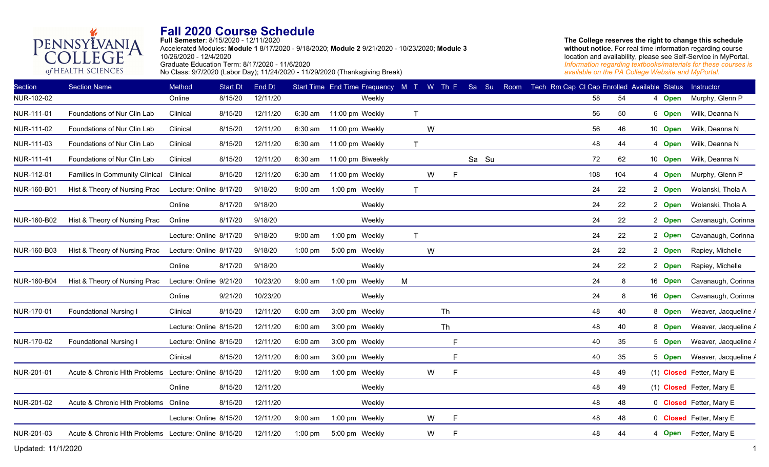# Fall 2020 Course Schedule

**Full Semester**: 8/15/2020 - 12/11/2020
Accelerated Modules: **Module 1** 8/17/2020 - 9/18/2020; **Module 2** 9/21/2020 - 10/23/2020; **Module 3** 10/26/2020 - 12/4/2020
Graduate Education Term: 8/17/2020 - 11/6/2020
No Class: 9/7/2020 (Labor Day); 11/24/2020 - 11/29/2020 (Thanksgiving Break)

**The College reserves the right to change this schedule without notice.** For real time information regarding course location and availability, please see Self-Service in MyPortal.
*Information regarding textbooks/materials for these courses is available on the PA College Website and MyPortal.*

| Section | Section Name | Method | Start Dt | End Dt | Start Time | End Time | Frequency | M | T | W | Th | F | Sa | Su | Room | Tech | Rm Cap | Cl Cap | Enrolled | Available | Status | Instructor |
|---|---|---|---|---|---|---|---|---|---|---|---|---|---|---|---|---|---|---|---|---|---|---|
| NUR-102-02 | | Online | 8/15/20 | 12/11/20 | | | Weekly | | | | | | | | | | | 58 | 54 | 4 | Open | Murphy, Glenn P |
| NUR-111-01 | Foundations of Nur Clin Lab | Clinical | 8/15/20 | 12/11/20 | 6:30 am | 11:00 pm | Weekly | | T | | | | | | | | | 56 | 50 | 6 | Open | Wilk, Deanna N |
| NUR-111-02 | Foundations of Nur Clin Lab | Clinical | 8/15/20 | 12/11/20 | 6:30 am | 11:00 pm | Weekly | | | W | | | | | | | | 56 | 46 | 10 | Open | Wilk, Deanna N |
| NUR-111-03 | Foundations of Nur Clin Lab | Clinical | 8/15/20 | 12/11/20 | 6:30 am | 11:00 pm | Weekly | | T | | | | | | | | | 48 | 44 | 4 | Open | Wilk, Deanna N |
| NUR-111-41 | Foundations of Nur Clin Lab | Clinical | 8/15/20 | 12/11/20 | 6:30 am | 11:00 pm | Biweekly | | | | | | Sa | Su | | | | 72 | 62 | 10 | Open | Wilk, Deanna N |
| NUR-112-01 | Families in Community Clinical | Clinical | 8/15/20 | 12/11/20 | 6:30 am | 11:00 pm | Weekly | | | W | | F | | | | | | 108 | 104 | 4 | Open | Murphy, Glenn P |
| NUR-160-B01 | Hist & Theory of Nursing Prac | Lecture: Online | 8/17/20 | 9/18/20 | 9:00 am | 1:00 pm | Weekly | | T | | | | | | | | | 24 | 22 | 2 | Open | Wolanski, Thola A |
| | | Online | 8/17/20 | 9/18/20 | | | Weekly | | | | | | | | | | | 24 | 22 | 2 | Open | Wolanski, Thola A |
| NUR-160-B02 | Hist & Theory of Nursing Prac | Online | 8/17/20 | 9/18/20 | | | Weekly | | | | | | | | | | | 24 | 22 | 2 | Open | Cavanaugh, Corinna |
| | | Lecture: Online | 8/17/20 | 9/18/20 | 9:00 am | 1:00 pm | Weekly | | T | | | | | | | | | 24 | 22 | 2 | Open | Cavanaugh, Corinna |
| NUR-160-B03 | Hist & Theory of Nursing Prac | Lecture: Online | 8/17/20 | 9/18/20 | 1:00 pm | 5:00 pm | Weekly | | | W | | | | | | | | 24 | 22 | 2 | Open | Rapiey, Michelle |
| | | Online | 8/17/20 | 9/18/20 | | | Weekly | | | | | | | | | | | 24 | 22 | 2 | Open | Rapiey, Michelle |
| NUR-160-B04 | Hist & Theory of Nursing Prac | Lecture: Online | 9/21/20 | 10/23/20 | 9:00 am | 1:00 pm | Weekly | M | | | | | | | | | | 24 | 8 | 16 | Open | Cavanaugh, Corinna |
| | | Online | 9/21/20 | 10/23/20 | | | Weekly | | | | | | | | | | | 24 | 8 | 16 | Open | Cavanaugh, Corinna |
| NUR-170-01 | Foundational Nursing I | Clinical | 8/15/20 | 12/11/20 | 6:00 am | 3:00 pm | Weekly | | | | Th | | | | | | | 48 | 40 | 8 | Open | Weaver, Jacqueline A |
| | | Lecture: Online | 8/15/20 | 12/11/20 | 6:00 am | 3:00 pm | Weekly | | | | Th | | | | | | | 48 | 40 | 8 | Open | Weaver, Jacqueline A |
| NUR-170-02 | Foundational Nursing I | Lecture: Online | 8/15/20 | 12/11/20 | 6:00 am | 3:00 pm | Weekly | | | | | F | | | | | | 40 | 35 | 5 | Open | Weaver, Jacqueline A |
| | | Clinical | 8/15/20 | 12/11/20 | 6:00 am | 3:00 pm | Weekly | | | | | F | | | | | | 40 | 35 | 5 | Open | Weaver, Jacqueline A |
| NUR-201-01 | Acute & Chronic Hlth Problems | Lecture: Online | 8/15/20 | 12/11/20 | 9:00 am | 1:00 pm | Weekly | | | W | | F | | | | | | 48 | 49 | (1) | Closed | Fetter, Mary E |
| | | Online | 8/15/20 | 12/11/20 | | | Weekly | | | | | | | | | | | 48 | 49 | (1) | Closed | Fetter, Mary E |
| NUR-201-02 | Acute & Chronic Hlth Problems | Online | 8/15/20 | 12/11/20 | | | Weekly | | | | | | | | | | | 48 | 48 | 0 | Closed | Fetter, Mary E |
| | | Lecture: Online | 8/15/20 | 12/11/20 | 9:00 am | 1:00 pm | Weekly | | | W | | F | | | | | | 48 | 48 | 0 | Closed | Fetter, Mary E |
| NUR-201-03 | Acute & Chronic Hlth Problems | Lecture: Online | 8/15/20 | 12/11/20 | 1:00 pm | 5:00 pm | Weekly | | | W | | F | | | | | | 48 | 44 | 4 | Open | Fetter, Mary E |

Updated: 11/1/2020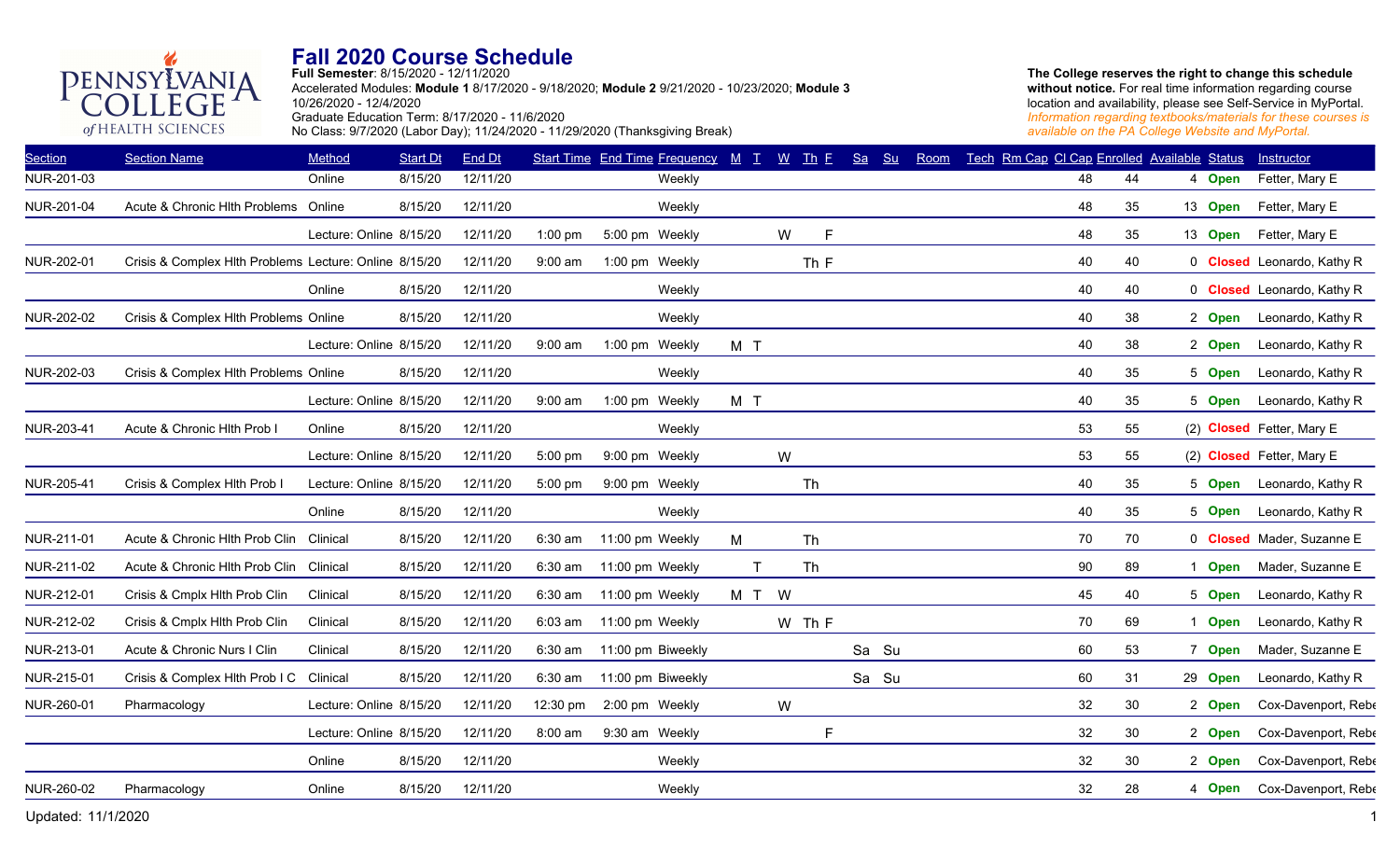# Fall 2020 Course Schedule

**Full Semester**: 8/15/2020 - 12/11/2020
Accelerated Modules: **Module 1** 8/17/2020 - 9/18/2020; **Module 2** 9/21/2020 - 10/23/2020; **Module 3** 10/26/2020 - 12/4/2020
Graduate Education Term: 8/17/2020 - 11/6/2020
No Class: 9/7/2020 (Labor Day); 11/24/2020 - 11/29/2020 (Thanksgiving Break)

**The College reserves the right to change this schedule without notice.** For real time information regarding course location and availability, please see Self-Service in MyPortal.
*Information regarding textbooks/materials for these courses is available on the PA College Website and MyPortal.*

| Section | Section Name | Method | Start Dt | End Dt | Start Time | End Time | Frequency | M | T | W | Th | F | Sa | Su | Room | Tech | Rm Cap | Cl Cap | Enrolled | Available | Status | Instructor |
|---|---|---|---|---|---|---|---|---|---|---|---|---|---|---|---|---|---|---|---|---|---|---|
| NUR-201-03 | | Online | 8/15/20 | 12/11/20 | | | Weekly | | | | | | | | | | | 48 | 44 | 4 | Open | Fetter, Mary E |
| NUR-201-04 | Acute & Chronic Hlth Problems | Online | 8/15/20 | 12/11/20 | | | Weekly | | | | | | | | | | | 48 | 35 | 13 | Open | Fetter, Mary E |
| | | Lecture: Online | 8/15/20 | 12/11/20 | 1:00 pm | 5:00 pm | Weekly | | | W | | F | | | | | | 48 | 35 | 13 | Open | Fetter, Mary E |
| NUR-202-01 | Crisis & Complex Hlth Problems | Lecture: Online | 8/15/20 | 12/11/20 | 9:00 am | 1:00 pm | Weekly | | | | Th | F | | | | | | 40 | 40 | 0 | Closed | Leonardo, Kathy R |
| | | Online | 8/15/20 | 12/11/20 | | | Weekly | | | | | | | | | | | 40 | 40 | 0 | Closed | Leonardo, Kathy R |
| NUR-202-02 | Crisis & Complex Hlth Problems | Online | 8/15/20 | 12/11/20 | | | Weekly | | | | | | | | | | | 40 | 38 | 2 | Open | Leonardo, Kathy R |
| | | Lecture: Online | 8/15/20 | 12/11/20 | 9:00 am | 1:00 pm | Weekly | M | T | | | | | | | | | 40 | 38 | 2 | Open | Leonardo, Kathy R |
| NUR-202-03 | Crisis & Complex Hlth Problems | Online | 8/15/20 | 12/11/20 | | | Weekly | | | | | | | | | | | 40 | 35 | 5 | Open | Leonardo, Kathy R |
| | | Lecture: Online | 8/15/20 | 12/11/20 | 9:00 am | 1:00 pm | Weekly | M | T | | | | | | | | | 40 | 35 | 5 | Open | Leonardo, Kathy R |
| NUR-203-41 | Acute & Chronic Hlth Prob I | Online | 8/15/20 | 12/11/20 | | | Weekly | | | | | | | | | | | 53 | 55 | (2) | Closed | Fetter, Mary E |
| | | Lecture: Online | 8/15/20 | 12/11/20 | 5:00 pm | 9:00 pm | Weekly | | | W | | | | | | | | 53 | 55 | (2) | Closed | Fetter, Mary E |
| NUR-205-41 | Crisis & Complex Hlth Prob I | Lecture: Online | 8/15/20 | 12/11/20 | 5:00 pm | 9:00 pm | Weekly | | | | Th | | | | | | | 40 | 35 | 5 | Open | Leonardo, Kathy R |
| | | Online | 8/15/20 | 12/11/20 | | | Weekly | | | | | | | | | | | 40 | 35 | 5 | Open | Leonardo, Kathy R |
| NUR-211-01 | Acute & Chronic Hlth Prob Clin | Clinical | 8/15/20 | 12/11/20 | 6:30 am | 11:00 pm | Weekly | M | | | Th | | | | | | | 70 | 70 | 0 | Closed | Mader, Suzanne E |
| NUR-211-02 | Acute & Chronic Hlth Prob Clin | Clinical | 8/15/20 | 12/11/20 | 6:30 am | 11:00 pm | Weekly | | T | | Th | | | | | | | 90 | 89 | 1 | Open | Mader, Suzanne E |
| NUR-212-01 | Crisis & Cmplx Hlth Prob Clin | Clinical | 8/15/20 | 12/11/20 | 6:30 am | 11:00 pm | Weekly | M | T | W | | | | | | | | 45 | 40 | 5 | Open | Leonardo, Kathy R |
| NUR-212-02 | Crisis & Cmplx Hlth Prob Clin | Clinical | 8/15/20 | 12/11/20 | 6:03 am | 11:00 pm | Weekly | | | W | Th | F | | | | | | 70 | 69 | 1 | Open | Leonardo, Kathy R |
| NUR-213-01 | Acute & Chronic Nurs I Clin | Clinical | 8/15/20 | 12/11/20 | 6:30 am | 11:00 pm | Biweekly | | | | | | Sa | Su | | | | 60 | 53 | 7 | Open | Mader, Suzanne E |
| NUR-215-01 | Crisis & Complex Hlth Prob I C | Clinical | 8/15/20 | 12/11/20 | 6:30 am | 11:00 pm | Biweekly | | | | | | Sa | Su | | | | 60 | 31 | 29 | Open | Leonardo, Kathy R |
| NUR-260-01 | Pharmacology | Lecture: Online | 8/15/20 | 12/11/20 | 12:30 pm | 2:00 pm | Weekly | | | W | | | | | | | | 32 | 30 | 2 | Open | Cox-Davenport, Rebe |
| | | Lecture: Online | 8/15/20 | 12/11/20 | 8:00 am | 9:30 am | Weekly | | | | | F | | | | | | 32 | 30 | 2 | Open | Cox-Davenport, Rebe |
| | | Online | 8/15/20 | 12/11/20 | | | Weekly | | | | | | | | | | | 32 | 30 | 2 | Open | Cox-Davenport, Rebe |
| NUR-260-02 | Pharmacology | Online | 8/15/20 | 12/11/20 | | | Weekly | | | | | | | | | | | 32 | 28 | 4 | Open | Cox-Davenport, Rebe |

Updated: 11/1/2020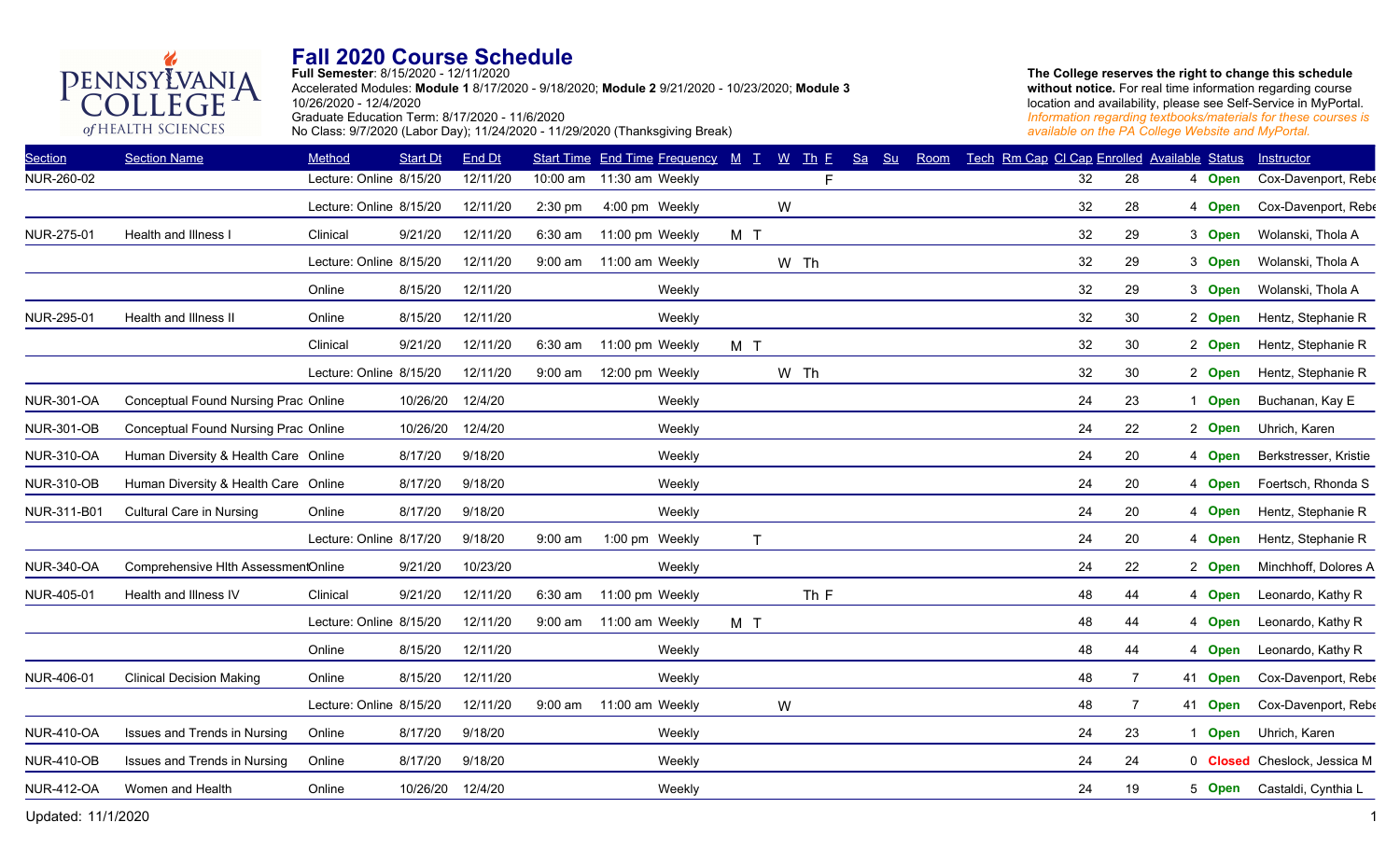# Fall 2020 Course Schedule

**Full Semester**: 8/15/2020 - 12/11/2020
Accelerated Modules: **Module 1** 8/17/2020 - 9/18/2020; **Module 2** 9/21/2020 - 10/23/2020; **Module 3** 10/26/2020 - 12/4/2020
Graduate Education Term: 8/17/2020 - 11/6/2020
No Class: 9/7/2020 (Labor Day); 11/24/2020 - 11/29/2020 (Thanksgiving Break)

**The College reserves the right to change this schedule without notice.** For real time information regarding course location and availability, please see Self-Service in MyPortal.
*Information regarding textbooks/materials for these courses is available on the PA College Website and MyPortal.*

| Section | Section Name | Method | Start Dt | End Dt | Start Time | End Time | Frequency | M | T | W | Th | F | Sa | Su | Room | Tech | Rm Cap | Cl Cap | Enrolled | Available | Status | Instructor |
|---|---|---|---|---|---|---|---|---|---|---|---|---|---|---|---|---|---|---|---|---|---|---|
| NUR-260-02 | | Lecture: Online | 8/15/20 | 12/11/20 | 10:00 am | 11:30 am | Weekly | | | | | F | | | | | | 32 | 28 | 4 | Open | Cox-Davenport, Rebe |
| | | Lecture: Online | 8/15/20 | 12/11/20 | 2:30 pm | 4:00 pm | Weekly | | | W | | | | | | | | 32 | 28 | 4 | Open | Cox-Davenport, Rebe |
| NUR-275-01 | Health and Illness I | Clinical | 9/21/20 | 12/11/20 | 6:30 am | 11:00 pm | Weekly | M | T | | | | | | | | | 32 | 29 | 3 | Open | Wolanski, Thola A |
| | | Lecture: Online | 8/15/20 | 12/11/20 | 9:00 am | 11:00 am | Weekly | | | W | Th | | | | | | | 32 | 29 | 3 | Open | Wolanski, Thola A |
| | | Online | 8/15/20 | 12/11/20 | | | Weekly | | | | | | | | | | | 32 | 29 | 3 | Open | Wolanski, Thola A |
| NUR-295-01 | Health and Illness II | Online | 8/15/20 | 12/11/20 | | | Weekly | | | | | | | | | | | 32 | 30 | 2 | Open | Hentz, Stephanie R |
| | | Clinical | 9/21/20 | 12/11/20 | 6:30 am | 11:00 pm | Weekly | M | T | | | | | | | | | 32 | 30 | 2 | Open | Hentz, Stephanie R |
| | | Lecture: Online | 8/15/20 | 12/11/20 | 9:00 am | 12:00 pm | Weekly | | | W | Th | | | | | | | 32 | 30 | 2 | Open | Hentz, Stephanie R |
| NUR-301-OA | Conceptual Found Nursing Prac | Online | 10/26/20 | 12/4/20 | | | Weekly | | | | | | | | | | | 24 | 23 | 1 | Open | Buchanan, Kay E |
| NUR-301-OB | Conceptual Found Nursing Prac | Online | 10/26/20 | 12/4/20 | | | Weekly | | | | | | | | | | | 24 | 22 | 2 | Open | Uhrich, Karen |
| NUR-310-OA | Human Diversity & Health Care | Online | 8/17/20 | 9/18/20 | | | Weekly | | | | | | | | | | | 24 | 20 | 4 | Open | Berkstresser, Kristie |
| NUR-310-OB | Human Diversity & Health Care | Online | 8/17/20 | 9/18/20 | | | Weekly | | | | | | | | | | | 24 | 20 | 4 | Open | Foertsch, Rhonda S |
| NUR-311-B01 | Cultural Care in Nursing | Online | 8/17/20 | 9/18/20 | | | Weekly | | | | | | | | | | | 24 | 20 | 4 | Open | Hentz, Stephanie R |
| | | Lecture: Online | 8/17/20 | 9/18/20 | 9:00 am | 1:00 pm | Weekly | | T | | | | | | | | | 24 | 20 | 4 | Open | Hentz, Stephanie R |
| NUR-340-OA | Comprehensive Hlth Assessment | Online | 9/21/20 | 10/23/20 | | | Weekly | | | | | | | | | | | 24 | 22 | 2 | Open | Minchhoff, Dolores A |
| NUR-405-01 | Health and Illness IV | Clinical | 9/21/20 | 12/11/20 | 6:30 am | 11:00 pm | Weekly | | | | Th | F | | | | | | 48 | 44 | 4 | Open | Leonardo, Kathy R |
| | | Lecture: Online | 8/15/20 | 12/11/20 | 9:00 am | 11:00 am | Weekly | M | T | | | | | | | | | 48 | 44 | 4 | Open | Leonardo, Kathy R |
| | | Online | 8/15/20 | 12/11/20 | | | Weekly | | | | | | | | | | | 48 | 44 | 4 | Open | Leonardo, Kathy R |
| NUR-406-01 | Clinical Decision Making | Online | 8/15/20 | 12/11/20 | | | Weekly | | | | | | | | | | | 48 | 7 | 41 | Open | Cox-Davenport, Rebe |
| | | Lecture: Online | 8/15/20 | 12/11/20 | 9:00 am | 11:00 am | Weekly | | | W | | | | | | | | 48 | 7 | 41 | Open | Cox-Davenport, Rebe |
| NUR-410-OA | Issues and Trends in Nursing | Online | 8/17/20 | 9/18/20 | | | Weekly | | | | | | | | | | | 24 | 23 | 1 | Open | Uhrich, Karen |
| NUR-410-OB | Issues and Trends in Nursing | Online | 8/17/20 | 9/18/20 | | | Weekly | | | | | | | | | | | 24 | 24 | 0 | Closed | Cheslock, Jessica M |
| NUR-412-OA | Women and Health | Online | 10/26/20 | 12/4/20 | | | Weekly | | | | | | | | | | | 24 | 19 | 5 | Open | Castaldi, Cynthia L |

Updated: 11/1/2020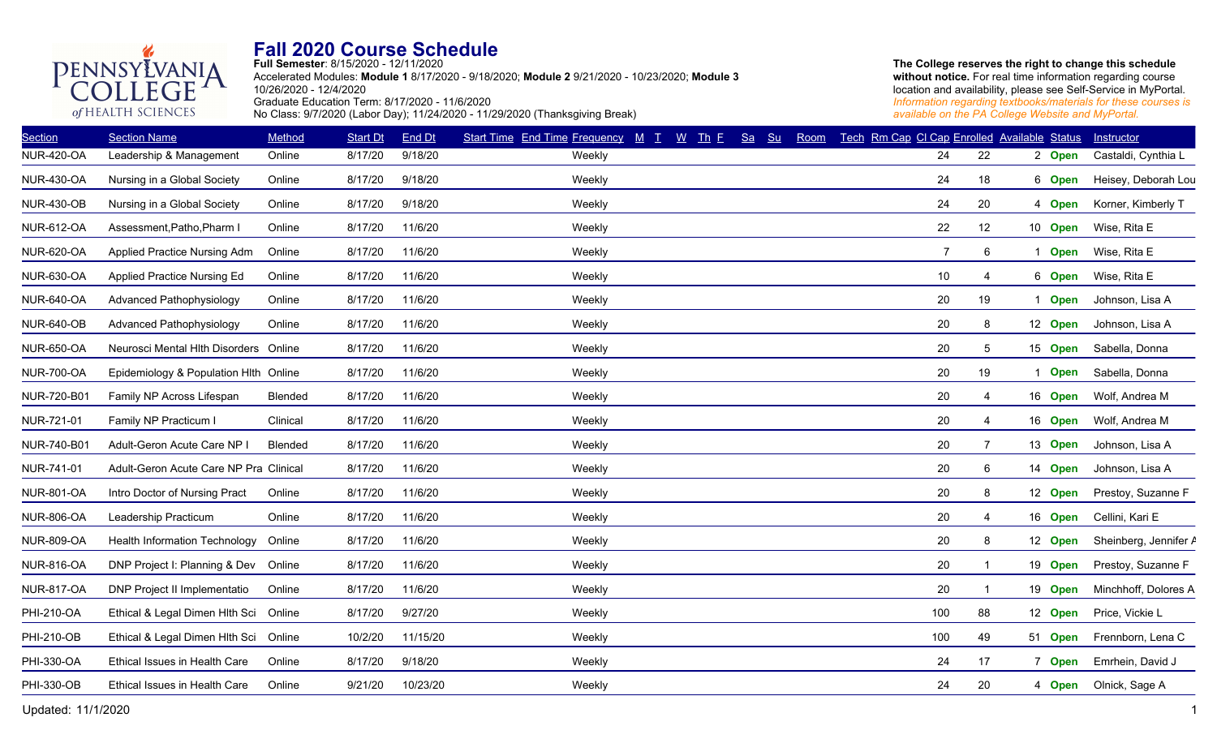# Fall 2020 Course Schedule

**Full Semester**: 8/15/2020 - 12/11/2020
Accelerated Modules: **Module 1** 8/17/2020 - 9/18/2020; **Module 2** 9/21/2020 - 10/23/2020; **Module 3** 10/26/2020 - 12/4/2020
Graduate Education Term: 8/17/2020 - 11/6/2020
No Class: 9/7/2020 (Labor Day); 11/24/2020 - 11/29/2020 (Thanksgiving Break)

**The College reserves the right to change this schedule without notice.** For real time information regarding course location and availability, please see Self-Service in MyPortal.
*Information regarding textbooks/materials for these courses is available on the PA College Website and MyPortal.*

| Section | Section Name | Method | Start Dt | End Dt | Start Time | End Time | Frequency | M | T | W | Th | F | Sa | Su | Room | Tech | Rm Cap | Cl Cap | Enrolled | Available | Status | Instructor |
|---|---|---|---|---|---|---|---|---|---|---|---|---|---|---|---|---|---|---|---|---|---|---|
| NUR-420-OA | Leadership & Management | Online | 8/17/20 | 9/18/20 | | | Weekly | | | | | | | | | | | 24 | 22 | 2 | **Open** | Castaldi, Cynthia L |
| NUR-430-OA | Nursing in a Global Society | Online | 8/17/20 | 9/18/20 | | | Weekly | | | | | | | | | | | 24 | 18 | 6 | **Open** | Heisey, Deborah Lou |
| NUR-430-OB | Nursing in a Global Society | Online | 8/17/20 | 9/18/20 | | | Weekly | | | | | | | | | | | 24 | 20 | 4 | **Open** | Korner, Kimberly T |
| NUR-612-OA | Assessment,Patho,Pharm I | Online | 8/17/20 | 11/6/20 | | | Weekly | | | | | | | | | | | 22 | 12 | 10 | **Open** | Wise, Rita E |
| NUR-620-OA | Applied Practice Nursing Adm | Online | 8/17/20 | 11/6/20 | | | Weekly | | | | | | | | | | | 7 | 6 | 1 | **Open** | Wise, Rita E |
| NUR-630-OA | Applied Practice Nursing Ed | Online | 8/17/20 | 11/6/20 | | | Weekly | | | | | | | | | | | 10 | 4 | 6 | **Open** | Wise, Rita E |
| NUR-640-OA | Advanced Pathophysiology | Online | 8/17/20 | 11/6/20 | | | Weekly | | | | | | | | | | | 20 | 19 | 1 | **Open** | Johnson, Lisa A |
| NUR-640-OB | Advanced Pathophysiology | Online | 8/17/20 | 11/6/20 | | | Weekly | | | | | | | | | | | 20 | 8 | 12 | **Open** | Johnson, Lisa A |
| NUR-650-OA | Neurosci Mental Hlth Disorders | Online | 8/17/20 | 11/6/20 | | | Weekly | | | | | | | | | | | 20 | 5 | 15 | **Open** | Sabella, Donna |
| NUR-700-OA | Epidemiology & Population Hlth | Online | 8/17/20 | 11/6/20 | | | Weekly | | | | | | | | | | | 20 | 19 | 1 | **Open** | Sabella, Donna |
| NUR-720-B01 | Family NP Across Lifespan | Blended | 8/17/20 | 11/6/20 | | | Weekly | | | | | | | | | | | 20 | 4 | 16 | **Open** | Wolf, Andrea M |
| NUR-721-01 | Family NP Practicum I | Clinical | 8/17/20 | 11/6/20 | | | Weekly | | | | | | | | | | | 20 | 4 | 16 | **Open** | Wolf, Andrea M |
| NUR-740-B01 | Adult-Geron Acute Care NP I | Blended | 8/17/20 | 11/6/20 | | | Weekly | | | | | | | | | | | 20 | 7 | 13 | **Open** | Johnson, Lisa A |
| NUR-741-01 | Adult-Geron Acute Care NP Pra | Clinical | 8/17/20 | 11/6/20 | | | Weekly | | | | | | | | | | | 20 | 6 | 14 | **Open** | Johnson, Lisa A |
| NUR-801-OA | Intro Doctor of Nursing Pract | Online | 8/17/20 | 11/6/20 | | | Weekly | | | | | | | | | | | 20 | 8 | 12 | **Open** | Prestoy, Suzanne F |
| NUR-806-OA | Leadership Practicum | Online | 8/17/20 | 11/6/20 | | | Weekly | | | | | | | | | | | 20 | 4 | 16 | **Open** | Cellini, Kari E |
| NUR-809-OA | Health Information Technology | Online | 8/17/20 | 11/6/20 | | | Weekly | | | | | | | | | | | 20 | 8 | 12 | **Open** | Sheinberg, Jennifer A |
| NUR-816-OA | DNP Project I: Planning & Dev | Online | 8/17/20 | 11/6/20 | | | Weekly | | | | | | | | | | | 20 | 1 | 19 | **Open** | Prestoy, Suzanne F |
| NUR-817-OA | DNP Project II Implementatio | Online | 8/17/20 | 11/6/20 | | | Weekly | | | | | | | | | | | 20 | 1 | 19 | **Open** | Minchhoff, Dolores A |
| PHI-210-OA | Ethical & Legal Dimen Hlth Sci | Online | 8/17/20 | 9/27/20 | | | Weekly | | | | | | | | | | | 100 | 88 | 12 | **Open** | Price, Vickie L |
| PHI-210-OB | Ethical & Legal Dimen Hlth Sci | Online | 10/2/20 | 11/15/20 | | | Weekly | | | | | | | | | | | 100 | 49 | 51 | **Open** | Frennborn, Lena C |
| PHI-330-OA | Ethical Issues in Health Care | Online | 8/17/20 | 9/18/20 | | | Weekly | | | | | | | | | | | 24 | 17 | 7 | **Open** | Emrhein, David J |
| PHI-330-OB | Ethical Issues in Health Care | Online | 9/21/20 | 10/23/20 | | | Weekly | | | | | | | | | | | 24 | 20 | 4 | **Open** | Olnick, Sage A |

Updated: 11/1/2020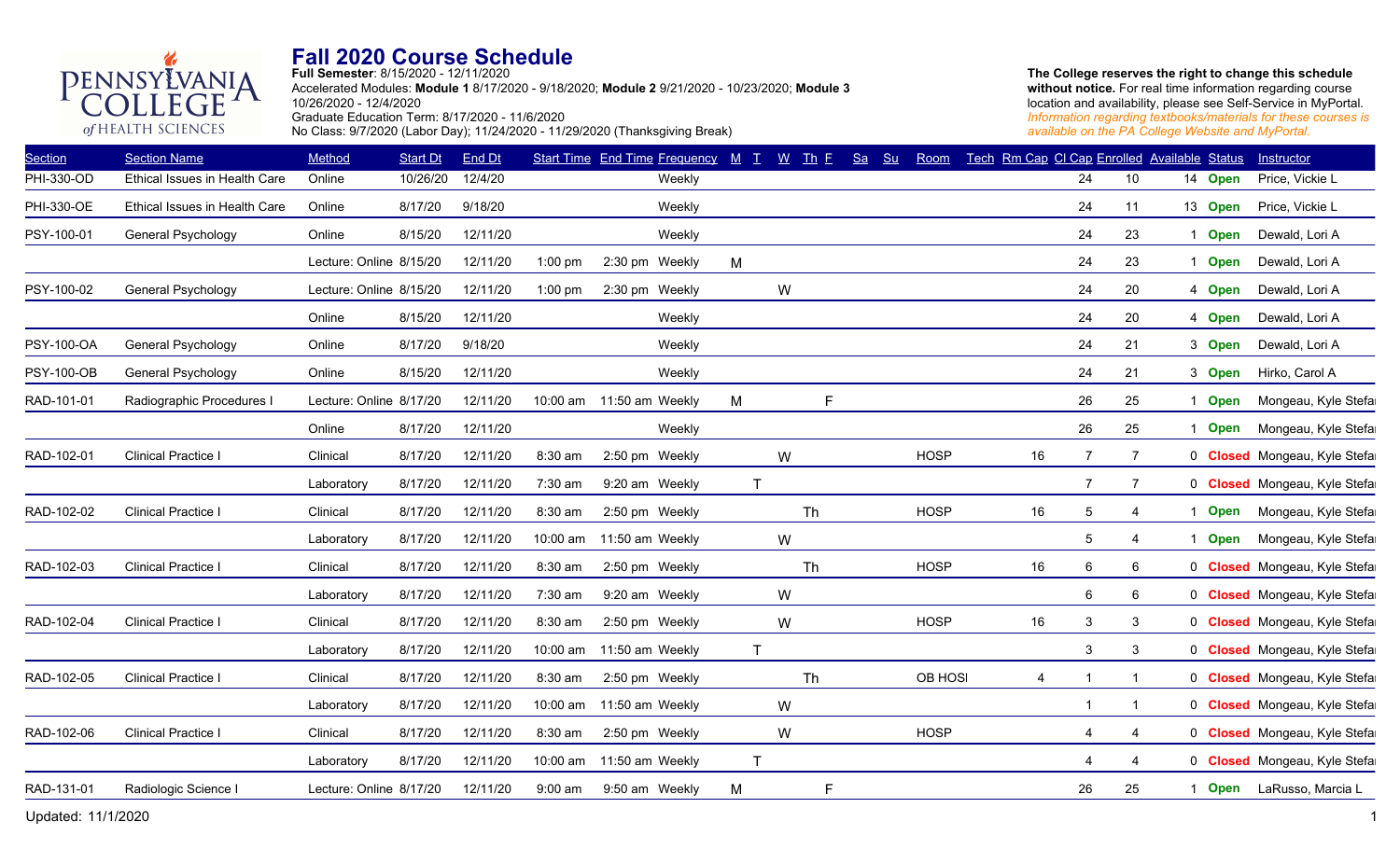# Fall 2020 Course Schedule

**Full Semester**: 8/15/2020 - 12/11/2020
Accelerated Modules: **Module 1** 8/17/2020 - 9/18/2020; **Module 2** 9/21/2020 - 10/23/2020; **Module 3** 10/26/2020 - 12/4/2020
Graduate Education Term: 8/17/2020 - 11/6/2020
No Class: 9/7/2020 (Labor Day); 11/24/2020 - 11/29/2020 (Thanksgiving Break)

**The College reserves the right to change this schedule without notice.** For real time information regarding course location and availability, please see Self-Service in MyPortal.
*Information regarding textbooks/materials for these courses is available on the PA College Website and MyPortal.*

| Section | Section Name | Method | Start Dt | End Dt | Start Time | End Time | Frequency | M | T | W | Th | F | Sa | Su | Room | Tech | Rm Cap | Cl Cap | Enrolled | Available | Status | Instructor |
|---|---|---|---|---|---|---|---|---|---|---|---|---|---|---|---|---|---|---|---|---|---|---|
| PHI-330-OD | Ethical Issues in Health Care | Online | 10/26/20 | 12/4/20 | | | Weekly | | | | | | | | | | | 24 | 10 | 14 | Open | Price, Vickie L |
| PHI-330-OE | Ethical Issues in Health Care | Online | 8/17/20 | 9/18/20 | | | Weekly | | | | | | | | | | | 24 | 11 | 13 | Open | Price, Vickie L |
| PSY-100-01 | General Psychology | Online | 8/15/20 | 12/11/20 | | | Weekly | | | | | | | | | | | 24 | 23 | 1 | Open | Dewald, Lori A |
| | | Lecture: Online | 8/15/20 | 12/11/20 | 1:00 pm | 2:30 pm | Weekly | M | | | | | | | | | | 24 | 23 | 1 | Open | Dewald, Lori A |
| PSY-100-02 | General Psychology | Lecture: Online | 8/15/20 | 12/11/20 | 1:00 pm | 2:30 pm | Weekly | | | W | | | | | | | | 24 | 20 | 4 | Open | Dewald, Lori A |
| | | Online | 8/15/20 | 12/11/20 | | | Weekly | | | | | | | | | | | 24 | 20 | 4 | Open | Dewald, Lori A |
| PSY-100-OA | General Psychology | Online | 8/17/20 | 9/18/20 | | | Weekly | | | | | | | | | | | 24 | 21 | 3 | Open | Dewald, Lori A |
| PSY-100-OB | General Psychology | Online | 8/15/20 | 12/11/20 | | | Weekly | | | | | | | | | | | 24 | 21 | 3 | Open | Hirko, Carol A |
| RAD-101-01 | Radiographic Procedures I | Lecture: Online | 8/17/20 | 12/11/20 | 10:00 am | 11:50 am | Weekly | M | | | | F | | | | | | 26 | 25 | 1 | Open | Mongeau, Kyle Stefa |
| | | Online | 8/17/20 | 12/11/20 | | | Weekly | | | | | | | | | | | 26 | 25 | 1 | Open | Mongeau, Kyle Stefa |
| RAD-102-01 | Clinical Practice I | Clinical | 8/17/20 | 12/11/20 | 8:30 am | 2:50 pm | Weekly | | | W | | | | | HOSP | | 16 | 7 | 7 | 0 | Closed | Mongeau, Kyle Stefa |
| | | Laboratory | 8/17/20 | 12/11/20 | 7:30 am | 9:20 am | Weekly | | T | | | | | | | | | 7 | 7 | 0 | Closed | Mongeau, Kyle Stefa |
| RAD-102-02 | Clinical Practice I | Clinical | 8/17/20 | 12/11/20 | 8:30 am | 2:50 pm | Weekly | | | | Th | | | | HOSP | | 16 | 5 | 4 | 1 | Open | Mongeau, Kyle Stefa |
| | | Laboratory | 8/17/20 | 12/11/20 | 10:00 am | 11:50 am | Weekly | | | W | | | | | | | | 5 | 4 | 1 | Open | Mongeau, Kyle Stefa |
| RAD-102-03 | Clinical Practice I | Clinical | 8/17/20 | 12/11/20 | 8:30 am | 2:50 pm | Weekly | | | | Th | | | | HOSP | | 16 | 6 | 6 | 0 | Closed | Mongeau, Kyle Stefa |
| | | Laboratory | 8/17/20 | 12/11/20 | 7:30 am | 9:20 am | Weekly | | | W | | | | | | | | 6 | 6 | 0 | Closed | Mongeau, Kyle Stefa |
| RAD-102-04 | Clinical Practice I | Clinical | 8/17/20 | 12/11/20 | 8:30 am | 2:50 pm | Weekly | | | W | | | | | HOSP | | 16 | 3 | 3 | 0 | Closed | Mongeau, Kyle Stefa |
| | | Laboratory | 8/17/20 | 12/11/20 | 10:00 am | 11:50 am | Weekly | | T | | | | | | | | | 3 | 3 | 0 | Closed | Mongeau, Kyle Stefa |
| RAD-102-05 | Clinical Practice I | Clinical | 8/17/20 | 12/11/20 | 8:30 am | 2:50 pm | Weekly | | | | Th | | | | OB HOSI | | 4 | 1 | 1 | 0 | Closed | Mongeau, Kyle Stefa |
| | | Laboratory | 8/17/20 | 12/11/20 | 10:00 am | 11:50 am | Weekly | | | W | | | | | | | | 1 | 1 | 0 | Closed | Mongeau, Kyle Stefa |
| RAD-102-06 | Clinical Practice I | Clinical | 8/17/20 | 12/11/20 | 8:30 am | 2:50 pm | Weekly | | | W | | | | | HOSP | | | 4 | 4 | 0 | Closed | Mongeau, Kyle Stefa |
| | | Laboratory | 8/17/20 | 12/11/20 | 10:00 am | 11:50 am | Weekly | | T | | | | | | | | | 4 | 4 | 0 | Closed | Mongeau, Kyle Stefa |
| RAD-131-01 | Radiologic Science I | Lecture: Online | 8/17/20 | 12/11/20 | 9:00 am | 9:50 am | Weekly | M | | | | F | | | | | | 26 | 25 | 1 | Open | LaRusso, Marcia L |

Updated: 11/1/2020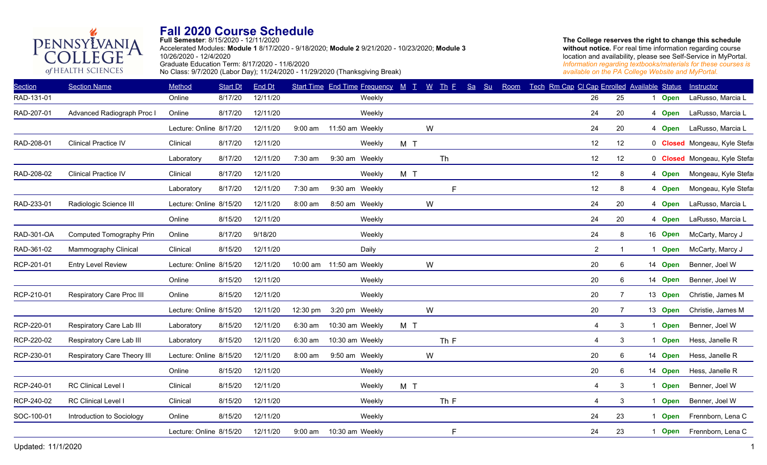# Fall 2020 Course Schedule

**Full Semester**: 8/15/2020 - 12/11/2020
Accelerated Modules: **Module 1** 8/17/2020 - 9/18/2020; **Module 2** 9/21/2020 - 10/23/2020; **Module 3** 10/26/2020 - 12/4/2020
Graduate Education Term: 8/17/2020 - 11/6/2020
No Class: 9/7/2020 (Labor Day); 11/24/2020 - 11/29/2020 (Thanksgiving Break)

**The College reserves the right to change this schedule without notice.** For real time information regarding course location and availability, please see Self-Service in MyPortal.
*Information regarding textbooks/materials for these courses is available on the PA College Website and MyPortal.*

| Section | Section Name | Method | Start Dt | End Dt | Start Time | End Time | Frequency | M | T | W | Th | F | Sa | Su | Room | Tech | Rm Cap | Cl Cap | Enrolled | Available | Status | Instructor |
|---|---|---|---|---|---|---|---|---|---|---|---|---|---|---|---|---|---|---|---|---|---|---|
| RAD-131-01 | | Online | 8/17/20 | 12/11/20 | | | Weekly | | | | | | | | | | | 26 | 25 | 1 | Open | LaRusso, Marcia L |
| RAD-207-01 | Advanced Radiograph Proc I | Online | 8/17/20 | 12/11/20 | | | Weekly | | | | | | | | | | | 24 | 20 | 4 | Open | LaRusso, Marcia L |
| | | Lecture: Online | 8/17/20 | 12/11/20 | 9:00 am | 11:50 am | Weekly | | | W | | | | | | | | 24 | 20 | 4 | Open | LaRusso, Marcia L |
| RAD-208-01 | Clinical Practice IV | Clinical | 8/17/20 | 12/11/20 | | | Weekly | M | T | | | | | | | | | 12 | 12 | 0 | Closed | Mongeau, Kyle Stefa |
| | | Laboratory | 8/17/20 | 12/11/20 | 7:30 am | 9:30 am | Weekly | | | | Th | | | | | | | 12 | 12 | 0 | Closed | Mongeau, Kyle Stefa |
| RAD-208-02 | Clinical Practice IV | Clinical | 8/17/20 | 12/11/20 | | | Weekly | M | T | | | | | | | | | 12 | 8 | 4 | Open | Mongeau, Kyle Stefa |
| | | Laboratory | 8/17/20 | 12/11/20 | 7:30 am | 9:30 am | Weekly | | | | | F | | | | | | 12 | 8 | 4 | Open | Mongeau, Kyle Stefa |
| RAD-233-01 | Radiologic Science III | Lecture: Online | 8/15/20 | 12/11/20 | 8:00 am | 8:50 am | Weekly | | | W | | | | | | | | 24 | 20 | 4 | Open | LaRusso, Marcia L |
| | | Online | 8/15/20 | 12/11/20 | | | Weekly | | | | | | | | | | | 24 | 20 | 4 | Open | LaRusso, Marcia L |
| RAD-301-OA | Computed Tomography Prin | Online | 8/17/20 | 9/18/20 | | | Weekly | | | | | | | | | | | 24 | 8 | 16 | Open | McCarty, Marcy J |
| RAD-361-02 | Mammography Clinical | Clinical | 8/15/20 | 12/11/20 | | | Daily | | | | | | | | | | | 2 | 1 | 1 | Open | McCarty, Marcy J |
| RCP-201-01 | Entry Level Review | Lecture: Online | 8/15/20 | 12/11/20 | 10:00 am | 11:50 am | Weekly | | | W | | | | | | | | 20 | 6 | 14 | Open | Benner, Joel W |
| | | Online | 8/15/20 | 12/11/20 | | | Weekly | | | | | | | | | | | 20 | 6 | 14 | Open | Benner, Joel W |
| RCP-210-01 | Respiratory Care Proc III | Online | 8/15/20 | 12/11/20 | | | Weekly | | | | | | | | | | | 20 | 7 | 13 | Open | Christie, James M |
| | | Lecture: Online | 8/15/20 | 12/11/20 | 12:30 pm | 3:20 pm | Weekly | | | W | | | | | | | | 20 | 7 | 13 | Open | Christie, James M |
| RCP-220-01 | Respiratory Care Lab III | Laboratory | 8/15/20 | 12/11/20 | 6:30 am | 10:30 am | Weekly | M | T | | | | | | | | | 4 | 3 | 1 | Open | Benner, Joel W |
| RCP-220-02 | Respiratory Care Lab III | Laboratory | 8/15/20 | 12/11/20 | 6:30 am | 10:30 am | Weekly | | | | Th | F | | | | | | 4 | 3 | 1 | Open | Hess, Janelle R |
| RCP-230-01 | Respiratory Care Theory III | Lecture: Online | 8/15/20 | 12/11/20 | 8:00 am | 9:50 am | Weekly | | | W | | | | | | | | 20 | 6 | 14 | Open | Hess, Janelle R |
| | | Online | 8/15/20 | 12/11/20 | | | Weekly | | | | | | | | | | | 20 | 6 | 14 | Open | Hess, Janelle R |
| RCP-240-01 | RC Clinical Level I | Clinical | 8/15/20 | 12/11/20 | | | Weekly | M | T | | | | | | | | | 4 | 3 | 1 | Open | Benner, Joel W |
| RCP-240-02 | RC Clinical Level I | Clinical | 8/15/20 | 12/11/20 | | | Weekly | | | | Th | F | | | | | | 4 | 3 | 1 | Open | Benner, Joel W |
| SOC-100-01 | Introduction to Sociology | Online | 8/15/20 | 12/11/20 | | | Weekly | | | | | | | | | | | 24 | 23 | 1 | Open | Frennborn, Lena C |
| | | Lecture: Online | 8/15/20 | 12/11/20 | 9:00 am | 10:30 am | Weekly | | | | | F | | | | | | 24 | 23 | 1 | Open | Frennborn, Lena C |

Updated: 11/1/2020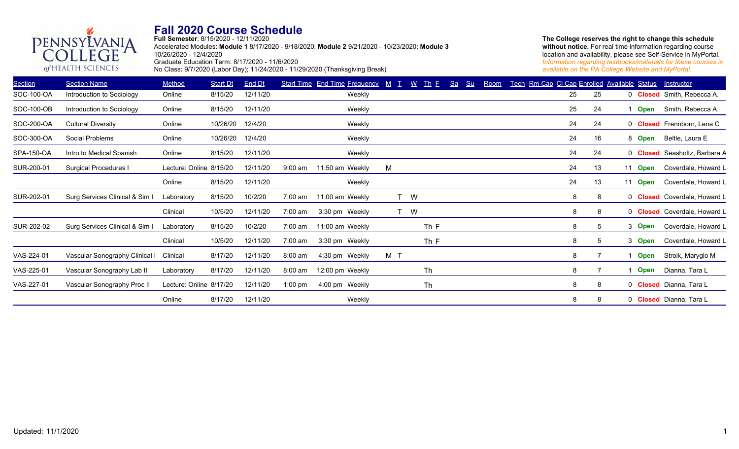# Fall 2020 Course Schedule

**Full Semester**: 8/15/2020 - 12/11/2020
Accelerated Modules: **Module 1** 8/17/2020 - 9/18/2020; **Module 2** 9/21/2020 - 10/23/2020; **Module 3** 10/26/2020 - 12/4/2020
Graduate Education Term: 8/17/2020 - 11/6/2020
No Class: 9/7/2020 (Labor Day); 11/24/2020 - 11/29/2020 (Thanksgiving Break)

**The College reserves the right to change this schedule without notice.** For real time information regarding course location and availability, please see Self-Service in MyPortal.
*Information regarding textbooks/materials for these courses is available on the PA College Website and MyPortal.*

| Section | Section Name | Method | Start Dt | End Dt | Start Time | End Time | Frequency | M | T | W | Th | F | Sa | Su | Room | Tech | Rm Cap | Cl Cap | Enrolled | Available | Status | Instructor |
|---|---|---|---|---|---|---|---|---|---|---|---|---|---|---|---|---|---|---|---|---|---|---|
| SOC-100-OA | Introduction to Sociology | Online | 8/15/20 | 12/11/20 | | | Weekly | | | | | | | | | | | 25 | 25 | 0 | Closed | Smith, Rebecca A. |
| SOC-100-OB | Introduction to Sociology | Online | 8/15/20 | 12/11/20 | | | Weekly | | | | | | | | | | | 25 | 24 | 1 | Open | Smith, Rebecca A. |
| SOC-200-OA | Cultural Diversity | Online | 10/26/20 | 12/4/20 | | | Weekly | | | | | | | | | | | 24 | 24 | 0 | Closed | Frennborn, Lena C |
| SOC-300-OA | Social Problems | Online | 10/26/20 | 12/4/20 | | | Weekly | | | | | | | | | | | 24 | 16 | 8 | Open | Beltle, Laura E |
| SPA-150-OA | Intro to Medical Spanish | Online | 8/15/20 | 12/11/20 | | | Weekly | | | | | | | | | | | 24 | 24 | 0 | Closed | Seasholtz, Barbara A |
| SUR-200-01 | Surgical Procedures I | Lecture: Online | 8/15/20 | 12/11/20 | 9:00 am | 11:50 am | Weekly | M | | | | | | | | | | 24 | 13 | 11 | Open | Coverdale, Howard L |
| | | Online | 8/15/20 | 12/11/20 | | | Weekly | | | | | | | | | | | 24 | 13 | 11 | Open | Coverdale, Howard L |
| SUR-202-01 | Surg Services Clinical & Sim I | Laboratory | 8/15/20 | 10/2/20 | 7:00 am | 11:00 am | Weekly | | T | W | | | | | | | | 8 | 8 | 0 | Closed | Coverdale, Howard L |
| | | Clinical | 10/5/20 | 12/11/20 | 7:00 am | 3:30 pm | Weekly | | T | W | | | | | | | | 8 | 8 | 0 | Closed | Coverdale, Howard L |
| SUR-202-02 | Surg Services Clinical & Sim I | Laboratory | 8/15/20 | 10/2/20 | 7:00 am | 11:00 am | Weekly | | | | Th | F | | | | | | 8 | 5 | 3 | Open | Coverdale, Howard L |
| | | Clinical | 10/5/20 | 12/11/20 | 7:00 am | 3:30 pm | Weekly | | | | Th | F | | | | | | 8 | 5 | 3 | Open | Coverdale, Howard L |
| VAS-224-01 | Vascular Sonography Clinical I | Clinical | 8/17/20 | 12/11/20 | 8:00 am | 4:30 pm | Weekly | M | T | | | | | | | | | 8 | 7 | 1 | Open | Stroik, Maryglo M |
| VAS-225-01 | Vascular Sonography Lab II | Laboratory | 8/17/20 | 12/11/20 | 8:00 am | 12:00 pm | Weekly | | | | Th | | | | | | | 8 | 7 | 1 | Open | Dianna, Tara L |
| VAS-227-01 | Vascular Sonography Proc II | Lecture: Online | 8/17/20 | 12/11/20 | 1:00 pm | 4:00 pm | Weekly | | | | Th | | | | | | | 8 | 8 | 0 | Closed | Dianna, Tara L |
| | | Online | 8/17/20 | 12/11/20 | | | Weekly | | | | | | | | | | | 8 | 8 | 0 | Closed | Dianna, Tara L |

Updated: 11/1/2020